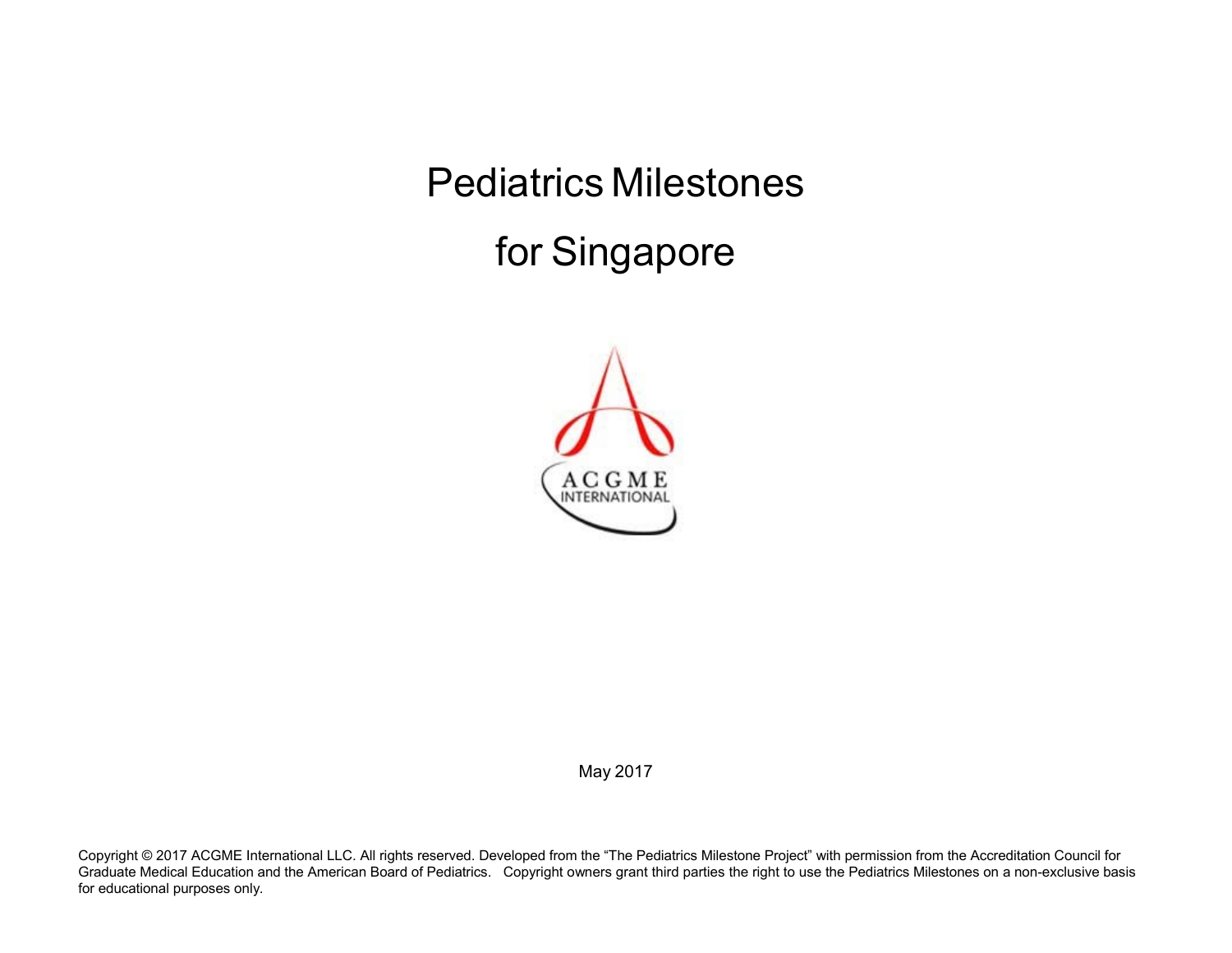# Pediatrics Milestones

# for Singapore

May 2017

Copyright © 2017 ACGME International LLC. All rights reserved. Developed from the "The Pediatrics Milestone Project" with permission from the Accreditation Council for Graduate Medical Education and the American Board of Pediatrics. Copyright owners grant third parties the right to use the Pediatrics Milestones on a non-exclusive basis for educational purposes only.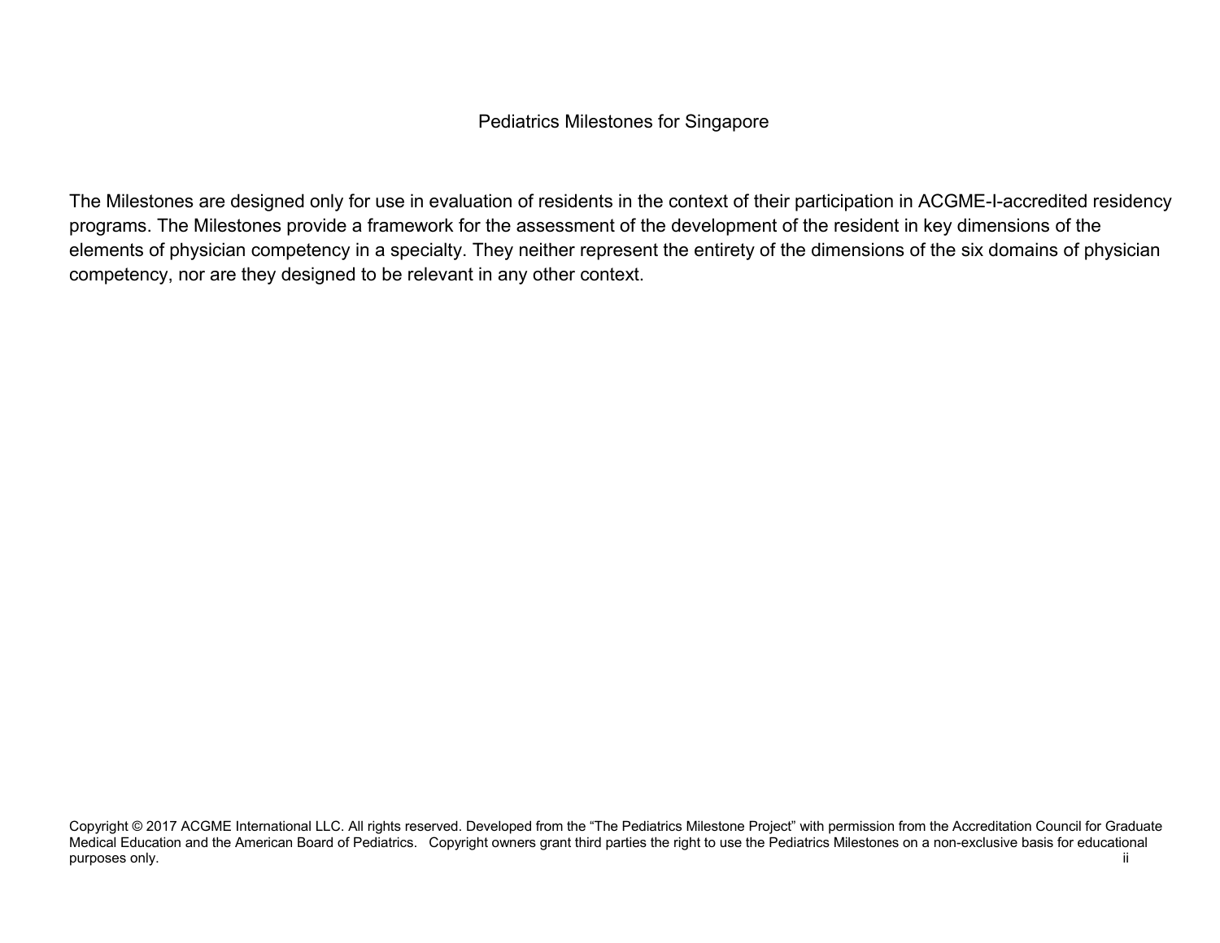Pediatrics Milestones for Singapore

The Milestones are designed only for use in evaluation of residents in the context of their participation in ACGME-I-accredited residency programs. The Milestones provide a framework for the assessment of the development of the resident in key dimensions of the elements of physician competency in a specialty. They neither represent the entirety of the dimensions of the six domains of physician competency, nor are they designed to be relevant in any other context.

Copyright © 2017 ACGME International LLC. All rights reserved. Developed from the "The Pediatrics Milestone Project" with permission from the Accreditation Council for Graduate Medical Education and the American Board of Pediatrics. Copyright owners grant third parties the right to use the Pediatrics Milestones on a non-exclusive basis for educational purposes only.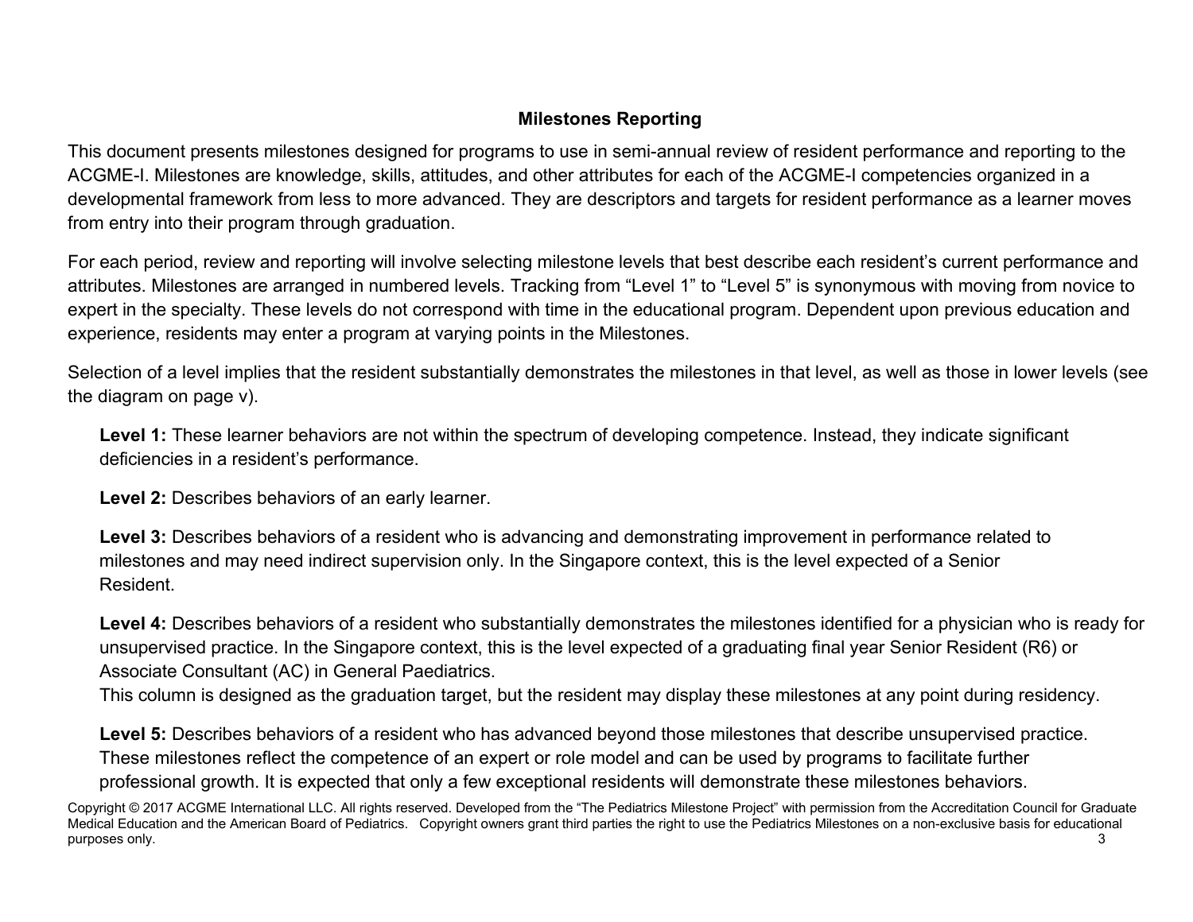## Milestones Reporting

This document presents milestones designed for programs to use in semi-annual review of resident performance and reporting to the ACGME-I. Milestones are knowledge, skills, attitudes, and other attributes for each of the ACGME-I competencies organized in a developmental framework from less to more advanced. They are descriptors and targets for resident performance as a learner moves from entry into their program through graduation.

For each period, review and reporting will involve selecting milestone levels that best describe each resident's current performance and attributes. Milestones are arranged in numbered levels. Tracking from "Level 1" to "Level 5" is synonymous with moving from novice to expert in the specialty. These levels do not correspond with time in the educational program. Dependent upon previous education and experience, residents may enter a program at varying points in the Milestones.

Selection of a level implies that the resident substantially demonstrates the milestones in that level, as well as those in lower levels (see the diagram on page v).

**Level 1:** These learner behaviors are not within the spectrum of developing competence. Instead, they indicate significant deficiencies in a resident's performance.

**Level 2:** Describes behaviors of an early learner.

**Level 3:** Describes behaviors of a resident who is advancing and demonstrating improvement in performance related to milestones and may need indirect supervision only. In the Singapore context, this is the level expected of a Senior Resident.

**Level 4:** Describes behaviors of a resident who substantially demonstrates the milestones identified for a physician who is ready for unsupervised practice. In the Singapore context, this is the level expected of a graduating final year Senior Resident (R6) or Associate Consultant (AC) in General Paediatrics.
This column is designed as the graduation target, but the resident may display these milestones at any point during residency.

**Level 5:** Describes behaviors of a resident who has advanced beyond those milestones that describe unsupervised practice. These milestones reflect the competence of an expert or role model and can be used by programs to facilitate further professional growth. It is expected that only a few exceptional residents will demonstrate these milestones behaviors.

Copyright © 2017 ACGME International LLC. All rights reserved. Developed from the "The Pediatrics Milestone Project" with permission from the Accreditation Council for Graduate Medical Education and the American Board of Pediatrics. Copyright owners grant third parties the right to use the Pediatrics Milestones on a non-exclusive basis for educational purposes only.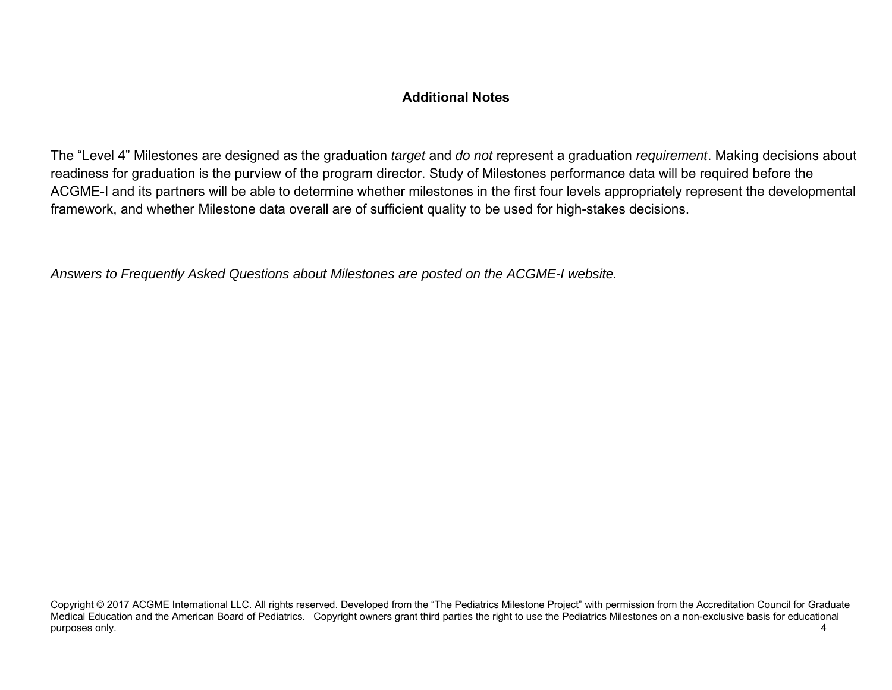## Additional Notes

The "Level 4" Milestones are designed as the graduation *target* and *do not* represent a graduation *requirement*. Making decisions about readiness for graduation is the purview of the program director. Study of Milestones performance data will be required before the ACGME-I and its partners will be able to determine whether milestones in the first four levels appropriately represent the developmental framework, and whether Milestone data overall are of sufficient quality to be used for high-stakes decisions.

*Answers to Frequently Asked Questions about Milestones are posted on the ACGME-I website.*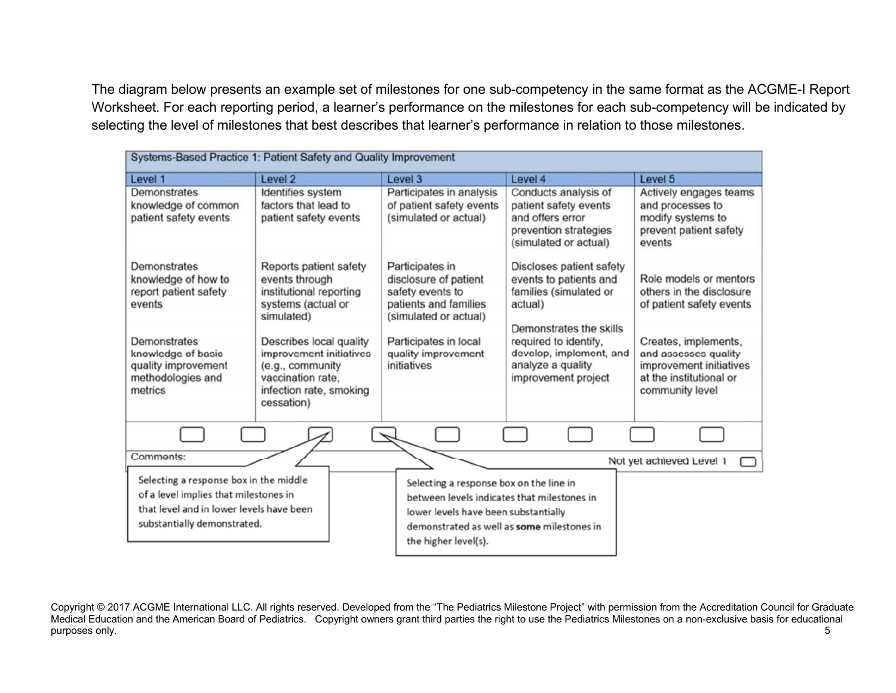The diagram below presents an example set of milestones for one sub-competency in the same format as the ACGME-I Report Worksheet. For each reporting period, a learner's performance on the milestones for each sub-competency will be indicated by selecting the level of milestones that best describes that learner's performance in relation to those milestones.

| Systems-Based Practice 1: Patient Safety and Quality Improvement | | | | |
|---|---|---|---|---|
| **Level 1** | **Level 2** | **Level 3** | **Level 4** | **Level 5** |
| Demonstrates knowledge of common patient safety events<br><br>Demonstrates knowledge of how to report patient safety events<br><br>Demonstrates knowledge of basic quality improvement methodologies and metrics | Identifies system factors that lead to patient safety events<br><br>Reports patient safety events through institutional reporting systems (actual or simulated)<br><br>Describes local quality improvement initiatives (e.g., community vaccination rate, infection rate, smoking cessation) | Participates in analysis of patient safety events (simulated or actual)<br><br>Participates in disclosure of patient safety events to patients and families (simulated or actual)<br><br>Participates in local quality improvement initiatives | Conducts analysis of patient safety events and offers error prevention strategies (simulated or actual)<br><br>Discloses patient safety events to patients and families (simulated or actual)<br><br>Demonstrates the skills required to identify, develop, implement, and analyze a quality improvement project | Actively engages teams and processes to modify systems to prevent patient safety events<br><br>Role models or mentors others in the disclosure of patient safety events<br><br>Creates, implements, and assesses quality improvement initiatives at the institutional or community level |

Comments:

Not yet achieved Level 1

Selecting a response box in the middle of a level implies that milestones in that level and in lower levels have been substantially demonstrated.

Selecting a response box on the line in between levels indicates that milestones in lower levels have been substantially demonstrated as well as **some** milestones in the higher level(s).

Copyright © 2017 ACGME International LLC. All rights reserved. Developed from the "The Pediatrics Milestone Project" with permission from the Accreditation Council for Graduate Medical Education and the American Board of Pediatrics. Copyright owners grant third parties the right to use the Pediatrics Milestones on a non-exclusive basis for educational purposes only.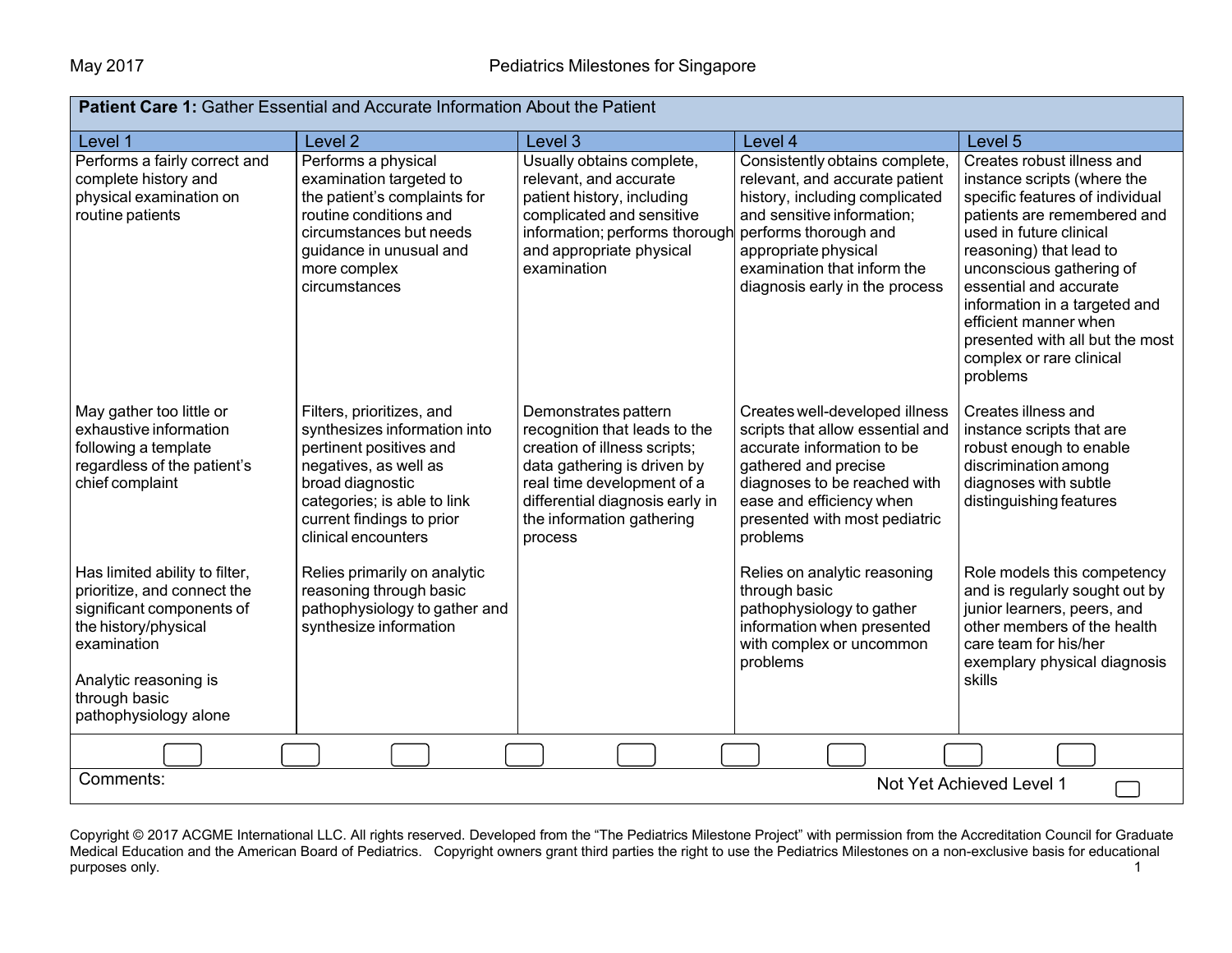## Patient Care 1: Gather Essential and Accurate Information About the Patient

| Level 1 | Level 2 | Level 3 | Level 4 | Level 5 |
|---|---|---|---|---|
| Performs a fairly correct and complete history and physical examination on routine patients | Performs a physical examination targeted to the patient's complaints for routine conditions and circumstances but needs guidance in unusual and more complex circumstances | Usually obtains complete, relevant, and accurate patient history, including complicated and sensitive information; performs thorough and appropriate physical examination | Consistently obtains complete, relevant, and accurate patient history, including complicated and sensitive information; performs thorough and appropriate physical examination that inform the diagnosis early in the process | Creates robust illness and instance scripts (where the specific features of individual patients are remembered and used in future clinical reasoning) that lead to unconscious gathering of essential and accurate information in a targeted and efficient manner when presented with all but the most complex or rare clinical problems |
| May gather too little or exhaustive information following a template regardless of the patient's chief complaint | Filters, prioritizes, and synthesizes information into pertinent positives and negatives, as well as broad diagnostic categories; is able to link current findings to prior clinical encounters | Demonstrates pattern recognition that leads to the creation of illness scripts; data gathering is driven by real time development of a differential diagnosis early in the information gathering process | Creates well-developed illness scripts that allow essential and accurate information to be gathered and precise diagnoses to be reached with ease and efficiency when presented with most pediatric problems | Creates illness and instance scripts that are robust enough to enable discrimination among diagnoses with subtle distinguishing features |
| Has limited ability to filter, prioritize, and connect the significant components of the history/physical examination<br><br>Analytic reasoning is through basic pathophysiology alone | Relies primarily on analytic reasoning through basic pathophysiology to gather and synthesize information | | Relies on analytic reasoning through basic pathophysiology to gather information when presented with complex or uncommon problems | Role models this competency and is regularly sought out by junior learners, peers, and other members of the health care team for his/her exemplary physical diagnosis skills |

Comments:

Not Yet Achieved Level 1

Copyright © 2017 ACGME International LLC. All rights reserved. Developed from the "The Pediatrics Milestone Project" with permission from the Accreditation Council for Graduate Medical Education and the American Board of Pediatrics. Copyright owners grant third parties the right to use the Pediatrics Milestones on a non-exclusive basis for educational purposes only.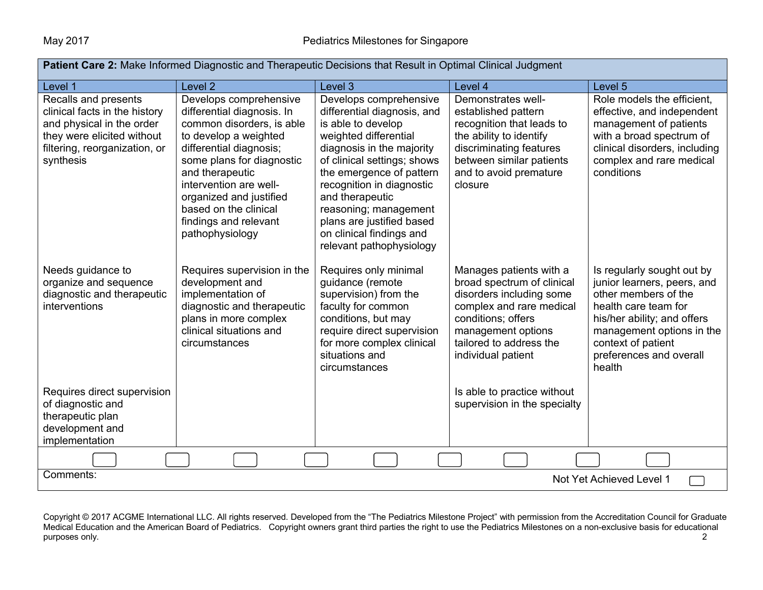**Patient Care 2:** Make Informed Diagnostic and Therapeutic Decisions that Result in Optimal Clinical Judgment

| Level 1 | Level 2 | Level 3 | Level 4 | Level 5 |
|---|---|---|---|---|
| Recalls and presents clinical facts in the history and physical in the order they were elicited without filtering, reorganization, or synthesis | Develops comprehensive differential diagnosis. In common disorders, is able to develop a weighted differential diagnosis; some plans for diagnostic and therapeutic intervention are well-organized and justified based on the clinical findings and relevant pathophysiology | Develops comprehensive differential diagnosis, and is able to develop weighted differential diagnosis in the majority of clinical settings; shows the emergence of pattern recognition in diagnostic and therapeutic reasoning; management plans are justified based on clinical findings and relevant pathophysiology | Demonstrates well-established pattern recognition that leads to the ability to identify discriminating features between similar patients and to avoid premature closure | Role models the efficient, effective, and independent management of patients with a broad spectrum of clinical disorders, including complex and rare medical conditions |
| Needs guidance to organize and sequence diagnostic and therapeutic interventions | Requires supervision in the development and implementation of diagnostic and therapeutic plans in more complex clinical situations and circumstances | Requires only minimal guidance (remote supervision) from the faculty for common conditions, but may require direct supervision for more complex clinical situations and circumstances | Manages patients with a broad spectrum of clinical disorders including some complex and rare medical conditions; offers management options tailored to address the individual patient | Is regularly sought out by junior learners, peers, and other members of the health care team for his/her ability; and offers management options in the context of patient preferences and overall health |
| Requires direct supervision of diagnostic and therapeutic plan development and implementation | | | Is able to practice without supervision in the specialty | |

Comments:

Not Yet Achieved Level 1

Copyright © 2017 ACGME International LLC. All rights reserved. Developed from the "The Pediatrics Milestone Project" with permission from the Accreditation Council for Graduate Medical Education and the American Board of Pediatrics. Copyright owners grant third parties the right to use the Pediatrics Milestones on a non-exclusive basis for educational purposes only.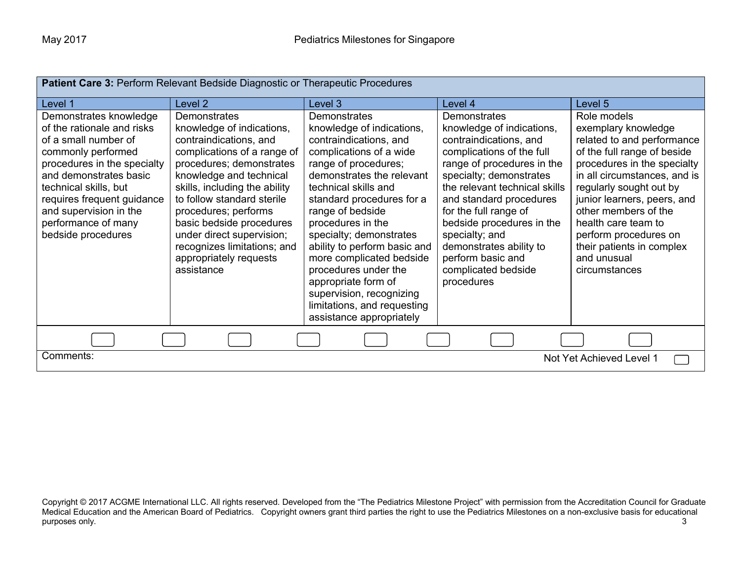| **Patient Care 3:** Perform Relevant Bedside Diagnostic or Therapeutic Procedures | | | | |
|---|---|---|---|---|
| Level 1 | Level 2 | Level 3 | Level 4 | Level 5 |
| Demonstrates knowledge of the rationale and risks of a small number of commonly performed procedures in the specialty and demonstrates basic technical skills, but requires frequent guidance and supervision in the performance of many bedside procedures | Demonstrates knowledge of indications, contraindications, and complications of a range of procedures; demonstrates knowledge and technical skills, including the ability to follow standard sterile procedures; performs basic bedside procedures under direct supervision; recognizes limitations; and appropriately requests assistance | Demonstrates knowledge of indications, contraindications, and complications of a wide range of procedures; demonstrates the relevant technical skills and standard procedures for a range of bedside procedures in the specialty; demonstrates ability to perform basic and more complicated bedside procedures under the appropriate form of supervision, recognizing limitations, and requesting assistance appropriately | Demonstrates knowledge of indications, contraindications, and complications of the full range of procedures in the specialty; demonstrates the relevant technical skills and standard procedures for the full range of bedside procedures in the specialty; and demonstrates ability to perform basic and complicated bedside procedures | Role models exemplary knowledge related to and performance of the full range of beside procedures in the specialty in all circumstances, and is regularly sought out by junior learners, peers, and other members of the health care team to perform procedures on their patients in complex and unusual circumstances |

Comments:

Not Yet Achieved Level 1

Copyright © 2017 ACGME International LLC. All rights reserved. Developed from the "The Pediatrics Milestone Project" with permission from the Accreditation Council for Graduate Medical Education and the American Board of Pediatrics. Copyright owners grant third parties the right to use the Pediatrics Milestones on a non-exclusive basis for educational purposes only.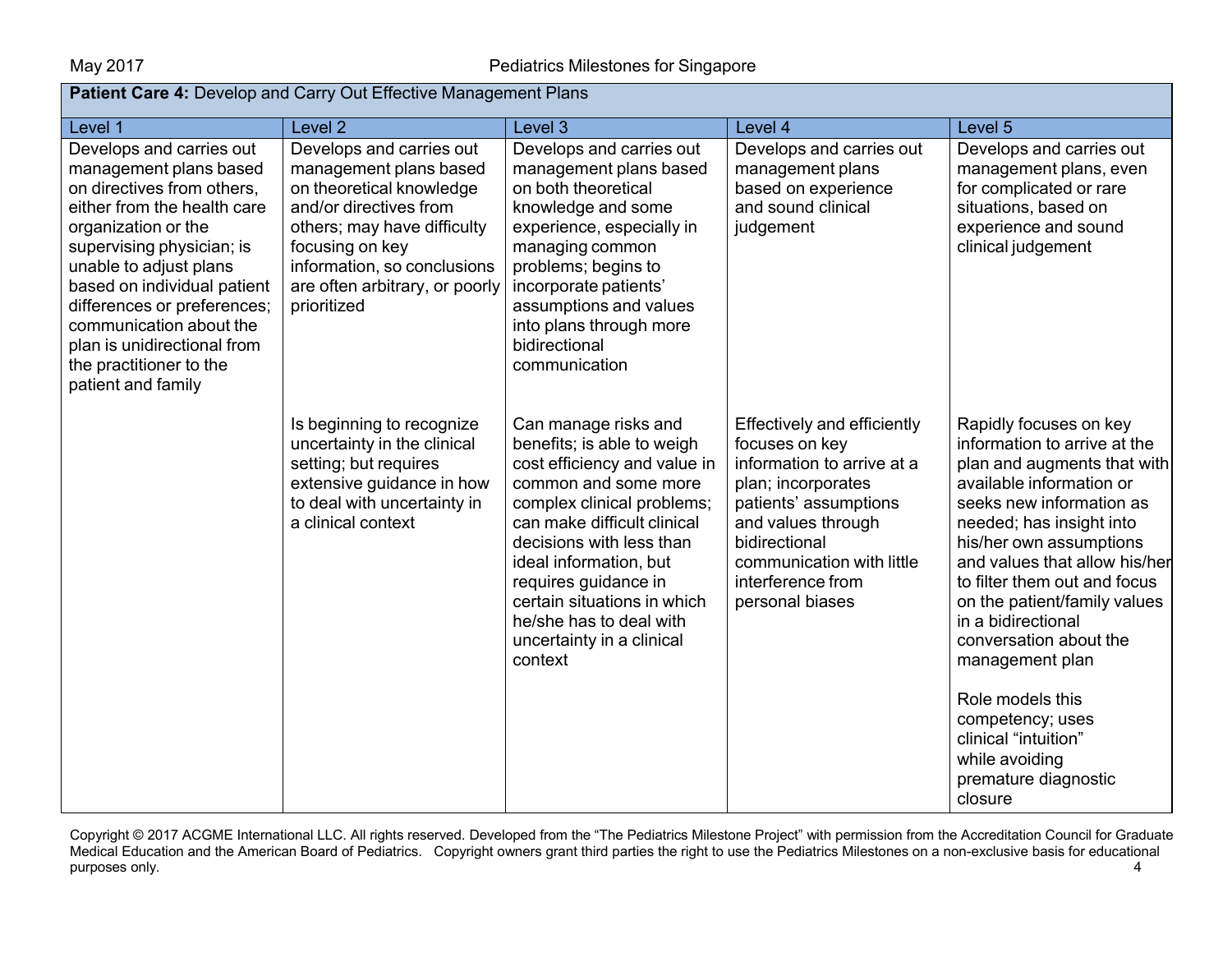| **Patient Care 4:** Develop and Carry Out Effective Management Plans | | | | |
|---|---|---|---|---|
| Level 1 | Level 2 | Level 3 | Level 4 | Level 5 |
| Develops and carries out management plans based on directives from others, either from the health care organization or the supervising physician; is unable to adjust plans based on individual patient differences or preferences; communication about the plan is unidirectional from the practitioner to the patient and family | Develops and carries out management plans based on theoretical knowledge and/or directives from others; may have difficulty focusing on key information, so conclusions are often arbitrary, or poorly prioritized | Develops and carries out management plans based on both theoretical knowledge and some experience, especially in managing common problems; begins to incorporate patients' assumptions and values into plans through more bidirectional communication | Develops and carries out management plans based on experience and sound clinical judgement | Develops and carries out management plans, even for complicated or rare situations, based on experience and sound clinical judgement |
| | Is beginning to recognize uncertainty in the clinical setting; but requires extensive guidance in how to deal with uncertainty in a clinical context | Can manage risks and benefits; is able to weigh cost efficiency and value in common and some more complex clinical problems; can make difficult clinical decisions with less than ideal information, but requires guidance in certain situations in which he/she has to deal with uncertainty in a clinical context | Effectively and efficiently focuses on key information to arrive at a plan; incorporates patients' assumptions and values through bidirectional communication with little interference from personal biases | Rapidly focuses on key information to arrive at the plan and augments that with available information or seeks new information as needed; has insight into his/her own assumptions and values that allow his/her to filter them out and focus on the patient/family values in a bidirectional conversation about the management plan<br><br>Role models this competency; uses clinical "intuition" while avoiding premature diagnostic closure |

Copyright © 2017 ACGME International LLC. All rights reserved. Developed from the "The Pediatrics Milestone Project" with permission from the Accreditation Council for Graduate Medical Education and the American Board of Pediatrics. Copyright owners grant third parties the right to use the Pediatrics Milestones on a non-exclusive basis for educational purposes only.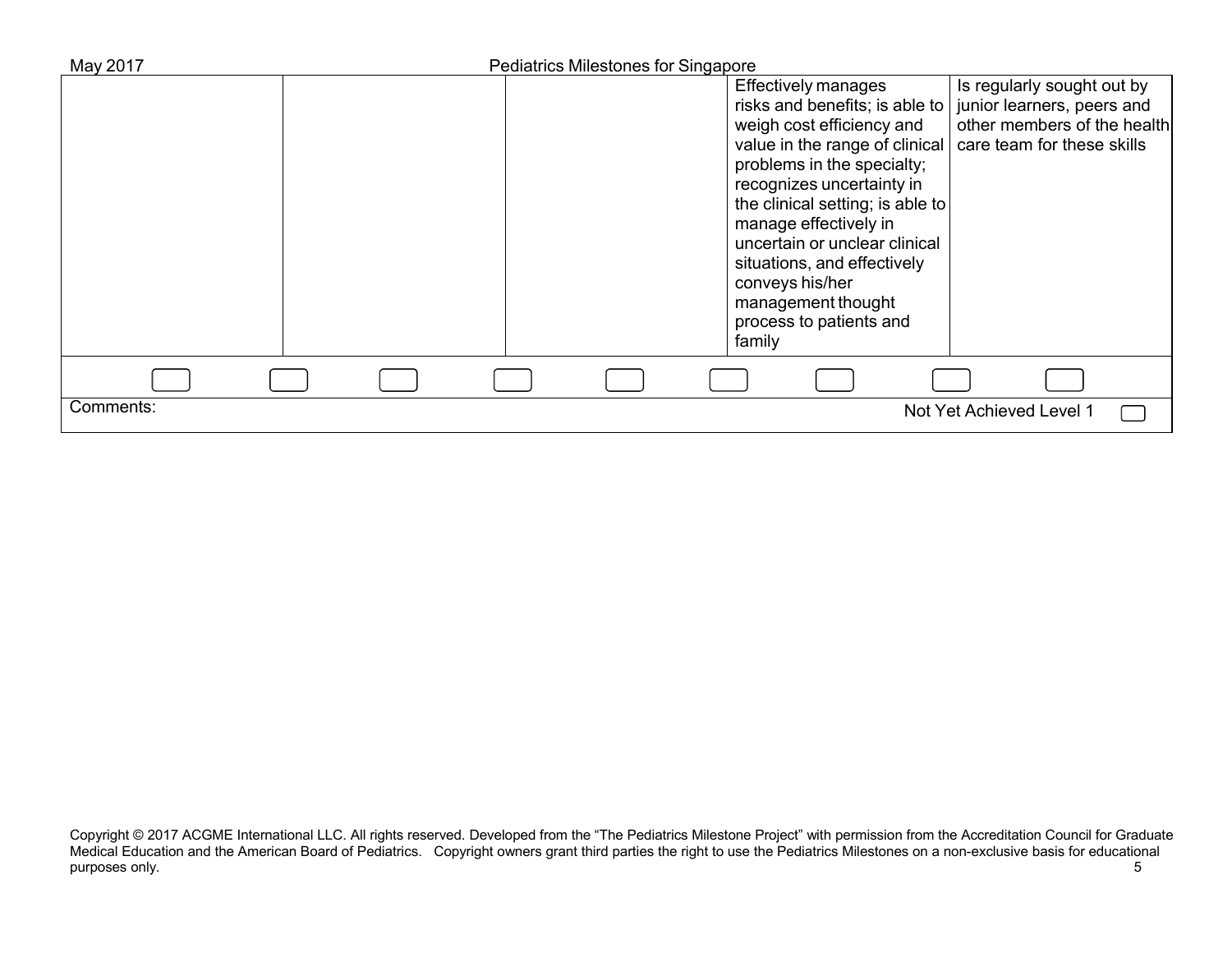| | | | | |
|---|---|---|---|---|
| | | | Effectively manages risks and benefits; is able to weigh cost efficiency and value in the range of clinical problems in the specialty; recognizes uncertainty in the clinical setting; is able to manage effectively in uncertain or unclear clinical situations, and effectively conveys his/her management thought process to patients and family | Is regularly sought out by junior learners, peers and other members of the health care team for these skills |

Comments:

Not Yet Achieved Level 1

Copyright © 2017 ACGME International LLC. All rights reserved. Developed from the "The Pediatrics Milestone Project" with permission from the Accreditation Council for Graduate Medical Education and the American Board of Pediatrics. Copyright owners grant third parties the right to use the Pediatrics Milestones on a non-exclusive basis for educational purposes only.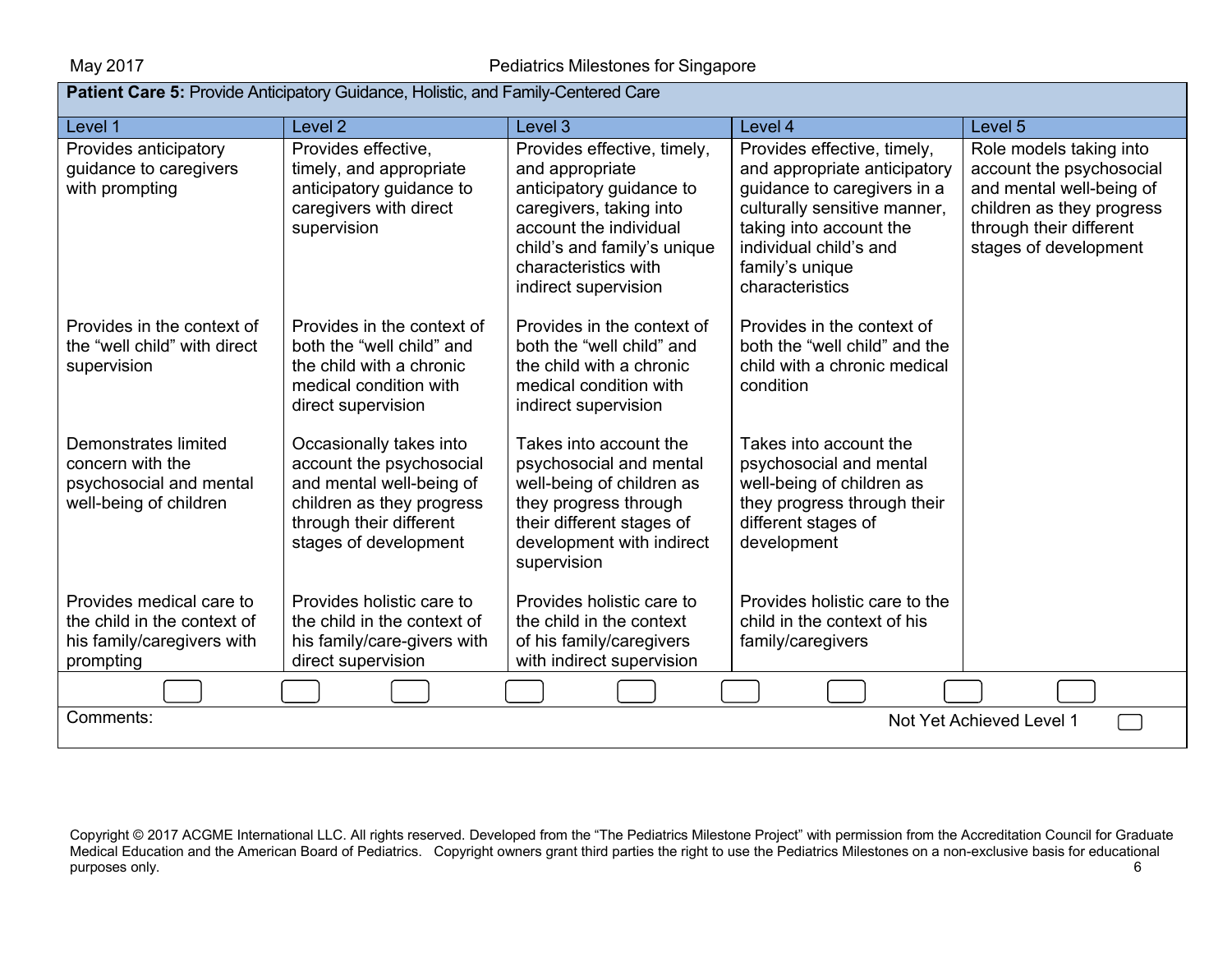**Patient Care 5:** Provide Anticipatory Guidance, Holistic, and Family-Centered Care

| Level 1 | Level 2 | Level 3 | Level 4 | Level 5 |
|---|---|---|---|---|
| Provides anticipatory guidance to caregivers with prompting | Provides effective, timely, and appropriate anticipatory guidance to caregivers with direct supervision | Provides effective, timely, and appropriate anticipatory guidance to caregivers, taking into account the individual child's and family's unique characteristics with indirect supervision | Provides effective, timely, and appropriate anticipatory guidance to caregivers in a culturally sensitive manner, taking into account the individual child's and family's unique characteristics | Role models taking into account the psychosocial and mental well-being of children as they progress through their different stages of development |
| Provides in the context of the "well child" with direct supervision | Provides in the context of both the "well child" and the child with a chronic medical condition with direct supervision | Provides in the context of both the "well child" and the child with a chronic medical condition with indirect supervision | Provides in the context of both the "well child" and the child with a chronic medical condition | |
| Demonstrates limited concern with the psychosocial and mental well-being of children | Occasionally takes into account the psychosocial and mental well-being of children as they progress through their different stages of development | Takes into account the psychosocial and mental well-being of children as they progress through their different stages of development with indirect supervision | Takes into account the psychosocial and mental well-being of children as they progress through their different stages of development | |
| Provides medical care to the child in the context of his family/caregivers with prompting | Provides holistic care to the child in the context of his family/care-givers with direct supervision | Provides holistic care to the child in the context of his family/caregivers with indirect supervision | Provides holistic care to the child in the context of his family/caregivers | |

Comments:

Not Yet Achieved Level 1

Copyright © 2017 ACGME International LLC. All rights reserved. Developed from the "The Pediatrics Milestone Project" with permission from the Accreditation Council for Graduate Medical Education and the American Board of Pediatrics. Copyright owners grant third parties the right to use the Pediatrics Milestones on a non-exclusive basis for educational purposes only.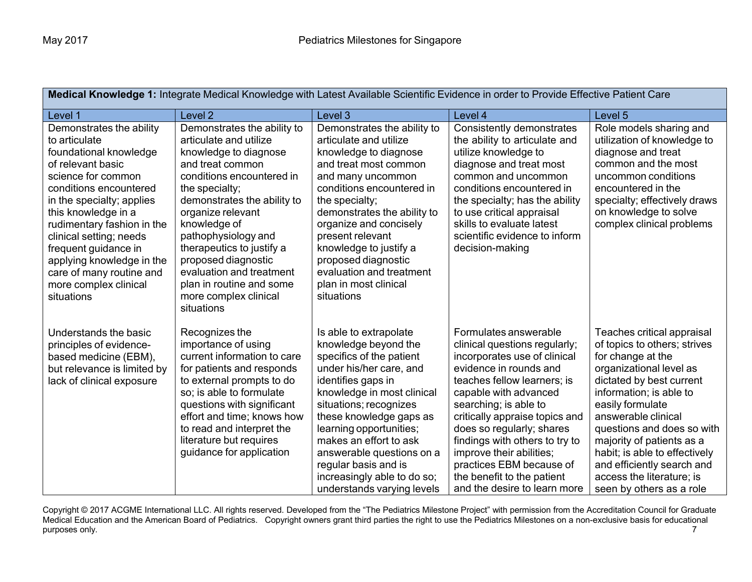| **Medical Knowledge 1:** Integrate Medical Knowledge with Latest Available Scientific Evidence in order to Provide Effective Patient Care | | | | |
|---|---|---|---|---|
| Level 1 | Level 2 | Level 3 | Level 4 | Level 5 |
| Demonstrates the ability to articulate foundational knowledge of relevant basic science for common conditions encountered in the specialty; applies this knowledge in a rudimentary fashion in the clinical setting; needs frequent guidance in applying knowledge in the care of many routine and more complex clinical situations | Demonstrates the ability to articulate and utilize knowledge to diagnose and treat common conditions encountered in the specialty; demonstrates the ability to organize relevant knowledge of pathophysiology and therapeutics to justify a proposed diagnostic evaluation and treatment plan in routine and some more complex clinical situations | Demonstrates the ability to articulate and utilize knowledge to diagnose and treat most common and many uncommon conditions encountered in the specialty; demonstrates the ability to organize and concisely present relevant knowledge to justify a proposed diagnostic evaluation and treatment plan in most clinical situations | Consistently demonstrates the ability to articulate and utilize knowledge to diagnose and treat most common and uncommon conditions encountered in the specialty; has the ability to use critical appraisal skills to evaluate latest scientific evidence to inform decision-making | Role models sharing and utilization of knowledge to diagnose and treat common and the most uncommon conditions encountered in the specialty; effectively draws on knowledge to solve complex clinical problems |
| Understands the basic principles of evidence-based medicine (EBM), but relevance is limited by lack of clinical exposure | Recognizes the importance of using current information to care for patients and responds to external prompts to do so; is able to formulate questions with significant effort and time; knows how to read and interpret the literature but requires guidance for application | Is able to extrapolate knowledge beyond the specifics of the patient under his/her care, and identifies gaps in knowledge in most clinical situations; recognizes these knowledge gaps as learning opportunities; makes an effort to ask answerable questions on a regular basis and is increasingly able to do so; understands varying levels | Formulates answerable clinical questions regularly; incorporates use of clinical evidence in rounds and teaches fellow learners; is capable with advanced searching; is able to critically appraise topics and does so regularly; shares findings with others to try to improve their abilities; practices EBM because of the benefit to the patient and the desire to learn more | Teaches critical appraisal of topics to others; strives for change at the organizational level as dictated by best current information; is able to easily formulate answerable clinical questions and does so with majority of patients as a habit; is able to effectively and efficiently search and access the literature; is seen by others as a role |

Copyright © 2017 ACGME International LLC. All rights reserved. Developed from the "The Pediatrics Milestone Project" with permission from the Accreditation Council for Graduate Medical Education and the American Board of Pediatrics. Copyright owners grant third parties the right to use the Pediatrics Milestones on a non-exclusive basis for educational purposes only.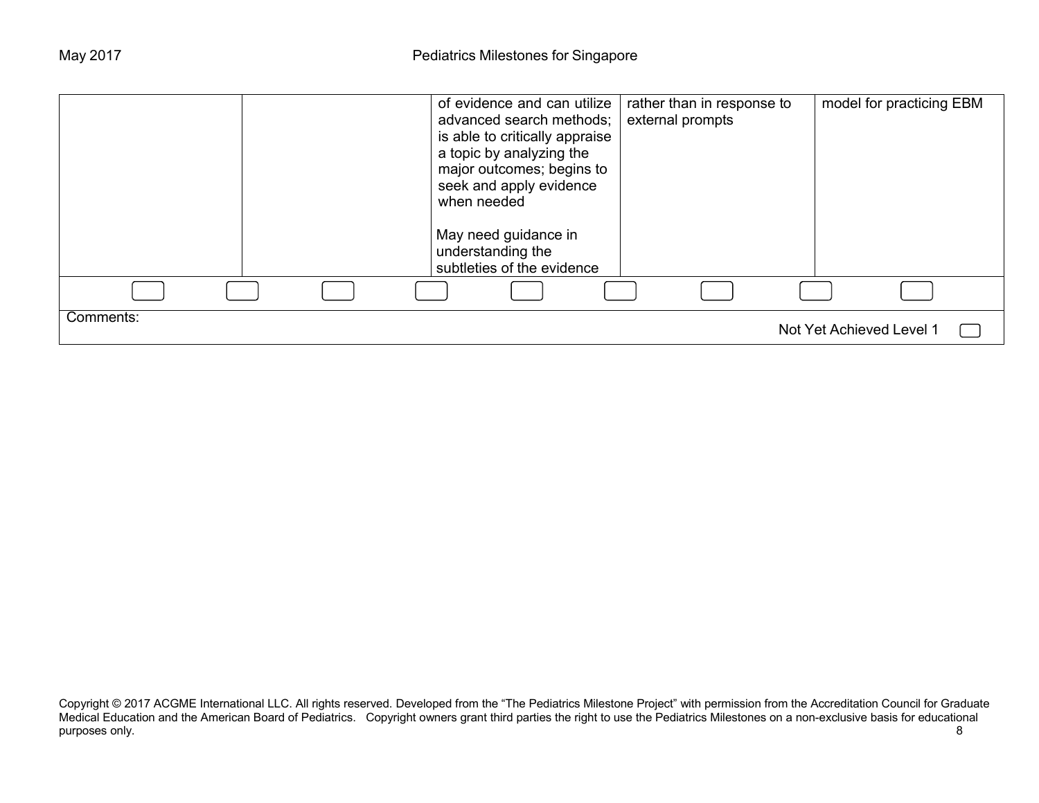|  |  | of evidence and can utilize advanced search methods; is able to critically appraise a topic by analyzing the major outcomes; begins to seek and apply evidence when needed<br><br>May need guidance in understanding the subtleties of the evidence | rather than in response to external prompts | model for practicing EBM |
|---|---|---|---|---|

Comments:

Not Yet Achieved Level 1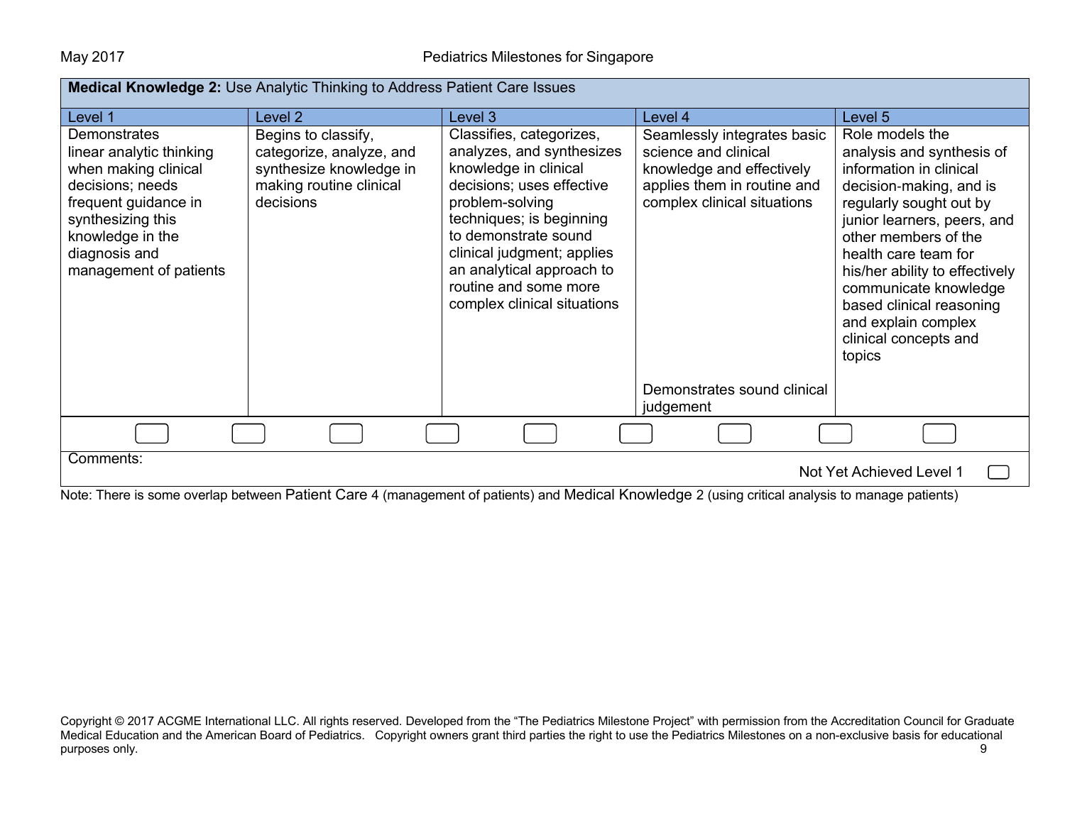| **Medical Knowledge 2:** Use Analytic Thinking to Address Patient Care Issues | | | | |
|---|---|---|---|---|
| Level 1 | Level 2 | Level 3 | Level 4 | Level 5 |
| Demonstrates linear analytic thinking when making clinical decisions; needs frequent guidance in synthesizing this knowledge in the diagnosis and management of patients | Begins to classify, categorize, analyze, and synthesize knowledge in making routine clinical decisions | Classifies, categorizes, analyzes, and synthesizes knowledge in clinical decisions; uses effective problem-solving techniques; is beginning to demonstrate sound clinical judgment; applies an analytical approach to routine and some more complex clinical situations | Seamlessly integrates basic science and clinical knowledge and effectively applies them in routine and complex clinical situations<br><br>Demonstrates sound clinical judgement | Role models the analysis and synthesis of information in clinical decision-making, and is regularly sought out by junior learners, peers, and other members of the health care team for his/her ability to effectively communicate knowledge based clinical reasoning and explain complex clinical concepts and topics |

Comments:

Not Yet Achieved Level 1

Note: There is some overlap between Patient Care 4 (management of patients) and Medical Knowledge 2 (using critical analysis to manage patients)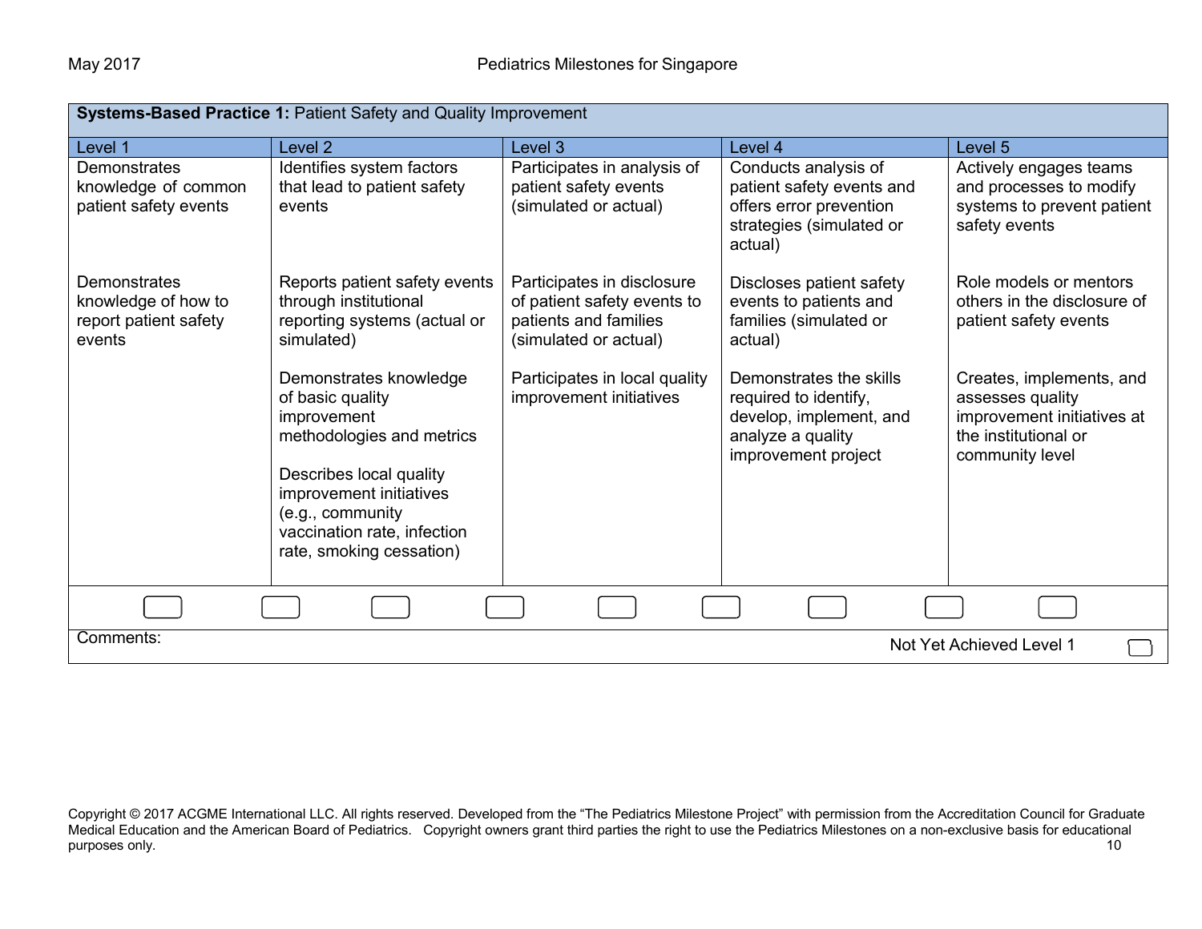**Systems-Based Practice 1:** Patient Safety and Quality Improvement

| Level 1 | Level 2 | Level 3 | Level 4 | Level 5 |
|---|---|---|---|---|
| Demonstrates knowledge of common patient safety events | Identifies system factors that lead to patient safety events | Participates in analysis of patient safety events (simulated or actual) | Conducts analysis of patient safety events and offers error prevention strategies (simulated or actual) | Actively engages teams and processes to modify systems to prevent patient safety events |
| Demonstrates knowledge of how to report patient safety events | Reports patient safety events through institutional reporting systems (actual or simulated) | Participates in disclosure of patient safety events to patients and families (simulated or actual) | Discloses patient safety events to patients and families (simulated or actual) | Role models or mentors others in the disclosure of patient safety events |
| | Demonstrates knowledge of basic quality improvement methodologies and metrics<br><br>Describes local quality improvement initiatives (e.g., community vaccination rate, infection rate, smoking cessation) | Participates in local quality improvement initiatives | Demonstrates the skills required to identify, develop, implement, and analyze a quality improvement project | Creates, implements, and assesses quality improvement initiatives at the institutional or community level |

Comments:

Not Yet Achieved Level 1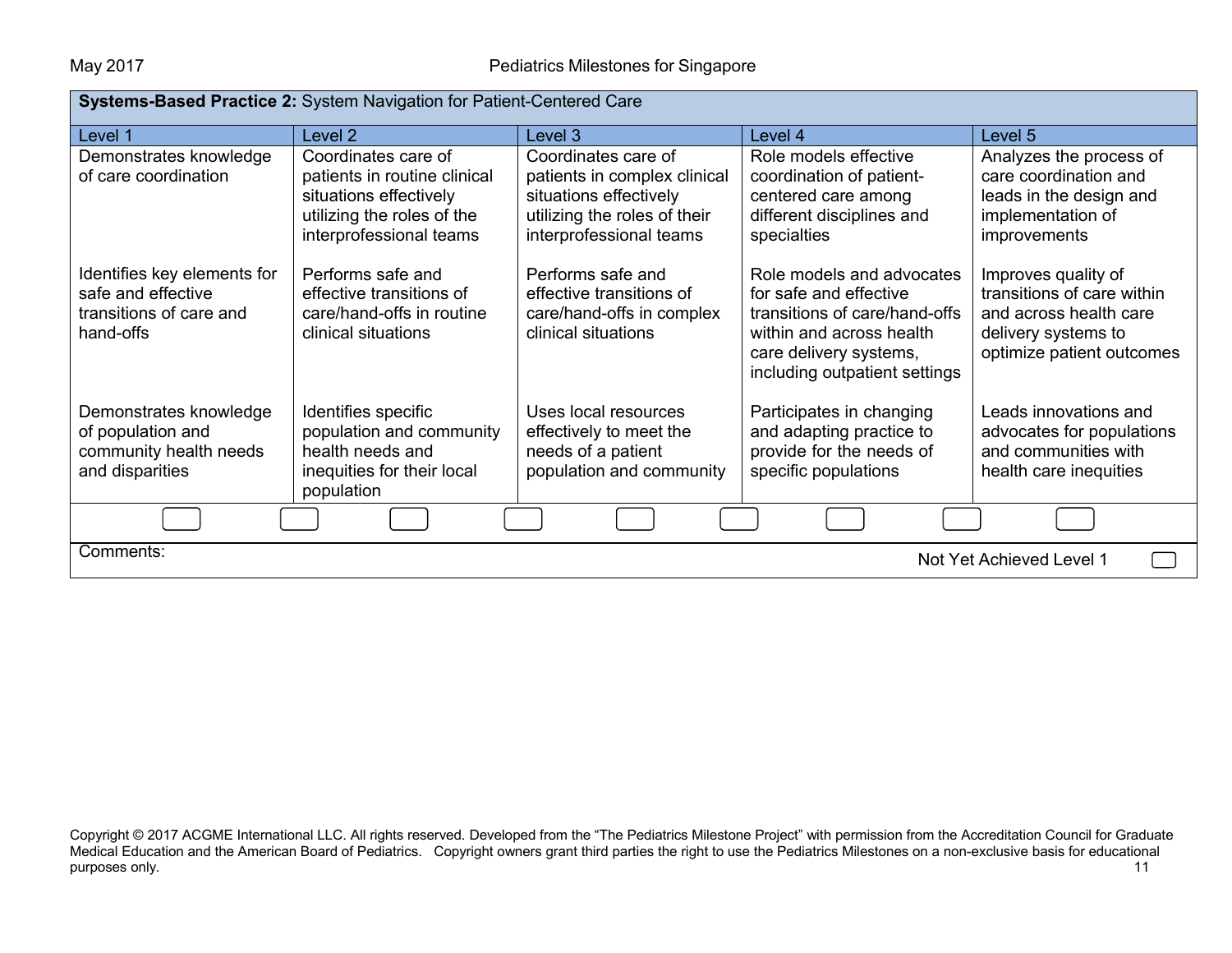| **Systems-Based Practice 2:** System Navigation for Patient-Centered Care | | | | |
|---|---|---|---|---|
| Level 1 | Level 2 | Level 3 | Level 4 | Level 5 |
| Demonstrates knowledge of care coordination | Coordinates care of patients in routine clinical situations effectively utilizing the roles of the interprofessional teams | Coordinates care of patients in complex clinical situations effectively utilizing the roles of their interprofessional teams | Role models effective coordination of patient-centered care among different disciplines and specialties | Analyzes the process of care coordination and leads in the design and implementation of improvements |
| Identifies key elements for safe and effective transitions of care and hand-offs | Performs safe and effective transitions of care/hand-offs in routine clinical situations | Performs safe and effective transitions of care/hand-offs in complex clinical situations | Role models and advocates for safe and effective transitions of care/hand-offs within and across health care delivery systems, including outpatient settings | Improves quality of transitions of care within and across health care delivery systems to optimize patient outcomes |
| Demonstrates knowledge of population and community health needs and disparities | Identifies specific population and community health needs and inequities for their local population | Uses local resources effectively to meet the needs of a patient population and community | Participates in changing and adapting practice to provide for the needs of specific populations | Leads innovations and advocates for populations and communities with health care inequities |

Comments:

Not Yet Achieved Level 1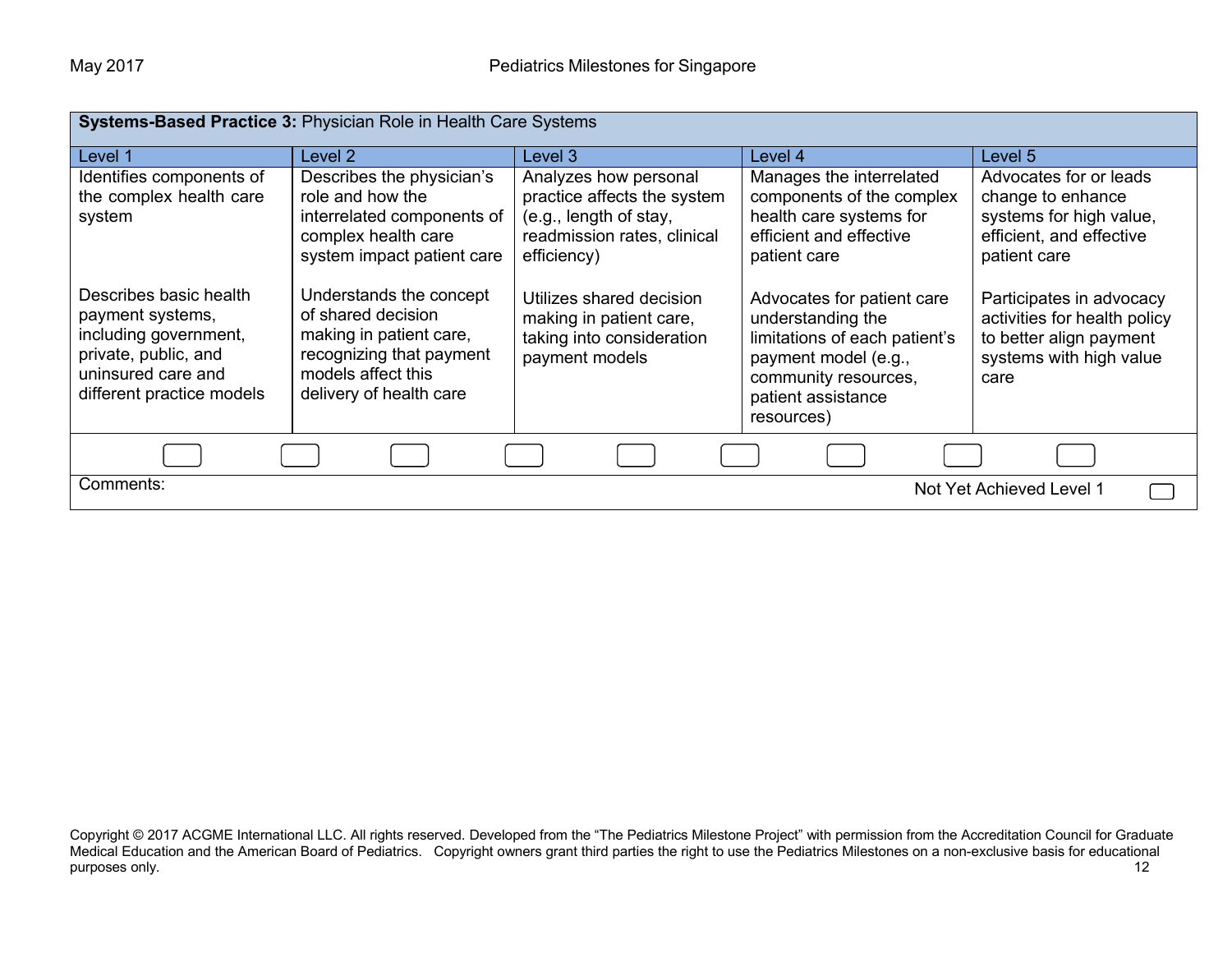| **Systems-Based Practice 3:** Physician Role in Health Care Systems | | | | |
|---|---|---|---|---|
| Level 1 | Level 2 | Level 3 | Level 4 | Level 5 |
| Identifies components of the complex health care system | Describes the physician's role and how the interrelated components of complex health care system impact patient care | Analyzes how personal practice affects the system (e.g., length of stay, readmission rates, clinical efficiency) | Manages the interrelated components of the complex health care systems for efficient and effective patient care | Advocates for or leads change to enhance systems for high value, efficient, and effective patient care |
| Describes basic health payment systems, including government, private, public, and uninsured care and different practice models | Understands the concept of shared decision making in patient care, recognizing that payment models affect this delivery of health care | Utilizes shared decision making in patient care, taking into consideration payment models | Advocates for patient care understanding the limitations of each patient's payment model (e.g., community resources, patient assistance resources) | Participates in advocacy activities for health policy to better align payment systems with high value care |

Comments:

Not Yet Achieved Level 1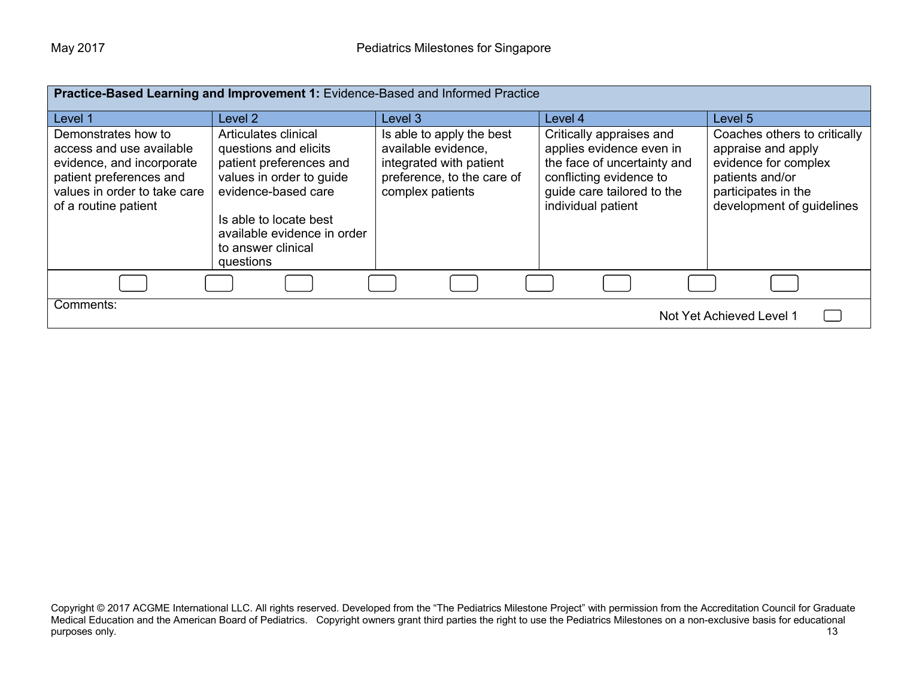**Practice-Based Learning and Improvement 1:** Evidence-Based and Informed Practice

| Level 1 | Level 2 | Level 3 | Level 4 | Level 5 |
|---|---|---|---|---|
| Demonstrates how to access and use available evidence, and incorporate patient preferences and values in order to take care of a routine patient | Articulates clinical questions and elicits patient preferences and values in order to guide evidence-based care<br><br>Is able to locate best available evidence in order to answer clinical questions | Is able to apply the best available evidence, integrated with patient preference, to the care of complex patients | Critically appraises and applies evidence even in the face of uncertainty and conflicting evidence to guide care tailored to the individual patient | Coaches others to critically appraise and apply evidence for complex patients and/or participates in the development of guidelines |

Comments:

Not Yet Achieved Level 1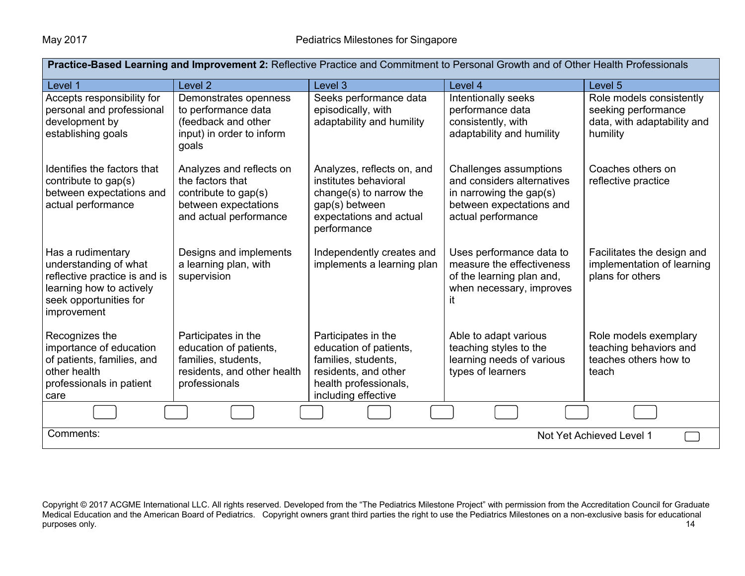**Practice-Based Learning and Improvement 2:** Reflective Practice and Commitment to Personal Growth and of Other Health Professionals

| Level 1 | Level 2 | Level 3 | Level 4 | Level 5 |
|---|---|---|---|---|
| Accepts responsibility for personal and professional development by establishing goals | Demonstrates openness to performance data (feedback and other input) in order to inform goals | Seeks performance data episodically, with adaptability and humility | Intentionally seeks performance data consistently, with adaptability and humility | Role models consistently seeking performance data, with adaptability and humility |
| Identifies the factors that contribute to gap(s) between expectations and actual performance | Analyzes and reflects on the factors that contribute to gap(s) between expectations and actual performance | Analyzes, reflects on, and institutes behavioral change(s) to narrow the gap(s) between expectations and actual performance | Challenges assumptions and considers alternatives in narrowing the gap(s) between expectations and actual performance | Coaches others on reflective practice |
| Has a rudimentary understanding of what reflective practice is and is learning how to actively seek opportunities for improvement | Designs and implements a learning plan, with supervision | Independently creates and implements a learning plan | Uses performance data to measure the effectiveness of the learning plan and, when necessary, improves it | Facilitates the design and implementation of learning plans for others |
| Recognizes the importance of education of patients, families, and other health professionals in patient care | Participates in the education of patients, families, students, residents, and other health professionals | Participates in the education of patients, families, students, residents, and other health professionals, including effective | Able to adapt various teaching styles to the learning needs of various types of learners | Role models exemplary teaching behaviors and teaches others how to teach |

Comments: Not Yet Achieved Level 1

Copyright © 2017 ACGME International LLC. All rights reserved. Developed from the "The Pediatrics Milestone Project" with permission from the Accreditation Council for Graduate Medical Education and the American Board of Pediatrics. Copyright owners grant third parties the right to use the Pediatrics Milestones on a non-exclusive basis for educational purposes only.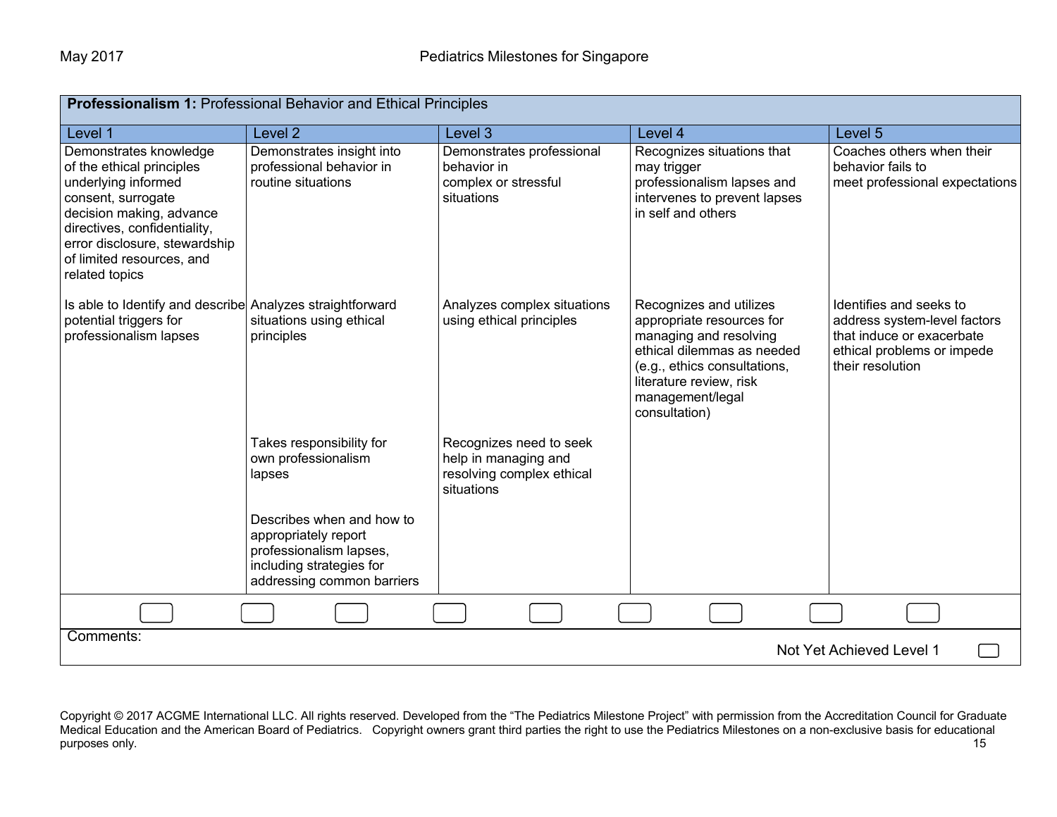| **Professionalism 1:** Professional Behavior and Ethical Principles | | | | |
|---|---|---|---|---|
| Level 1 | Level 2 | Level 3 | Level 4 | Level 5 |
| Demonstrates knowledge of the ethical principles underlying informed consent, surrogate decision making, advance directives, confidentiality, error disclosure, stewardship of limited resources, and related topics | Demonstrates insight into professional behavior in routine situations | Demonstrates professional behavior in complex or stressful situations | Recognizes situations that may trigger professionalism lapses and intervenes to prevent lapses in self and others | Coaches others when their behavior fails to meet professional expectations |
| Is able to Identify and describe potential triggers for professionalism lapses | Analyzes straightforward situations using ethical principles | Analyzes complex situations using ethical principles | Recognizes and utilizes appropriate resources for managing and resolving ethical dilemmas as needed (e.g., ethics consultations, literature review, risk management/legal consultation) | Identifies and seeks to address system-level factors that induce or exacerbate ethical problems or impede their resolution |
| | Takes responsibility for own professionalism lapses | Recognizes need to seek help in managing and resolving complex ethical situations | | |
| | Describes when and how to appropriately report professionalism lapses, including strategies for addressing common barriers | | | |

Comments:

Not Yet Achieved Level 1

Copyright © 2017 ACGME International LLC. All rights reserved. Developed from the "The Pediatrics Milestone Project" with permission from the Accreditation Council for Graduate Medical Education and the American Board of Pediatrics. Copyright owners grant third parties the right to use the Pediatrics Milestones on a non-exclusive basis for educational purposes only.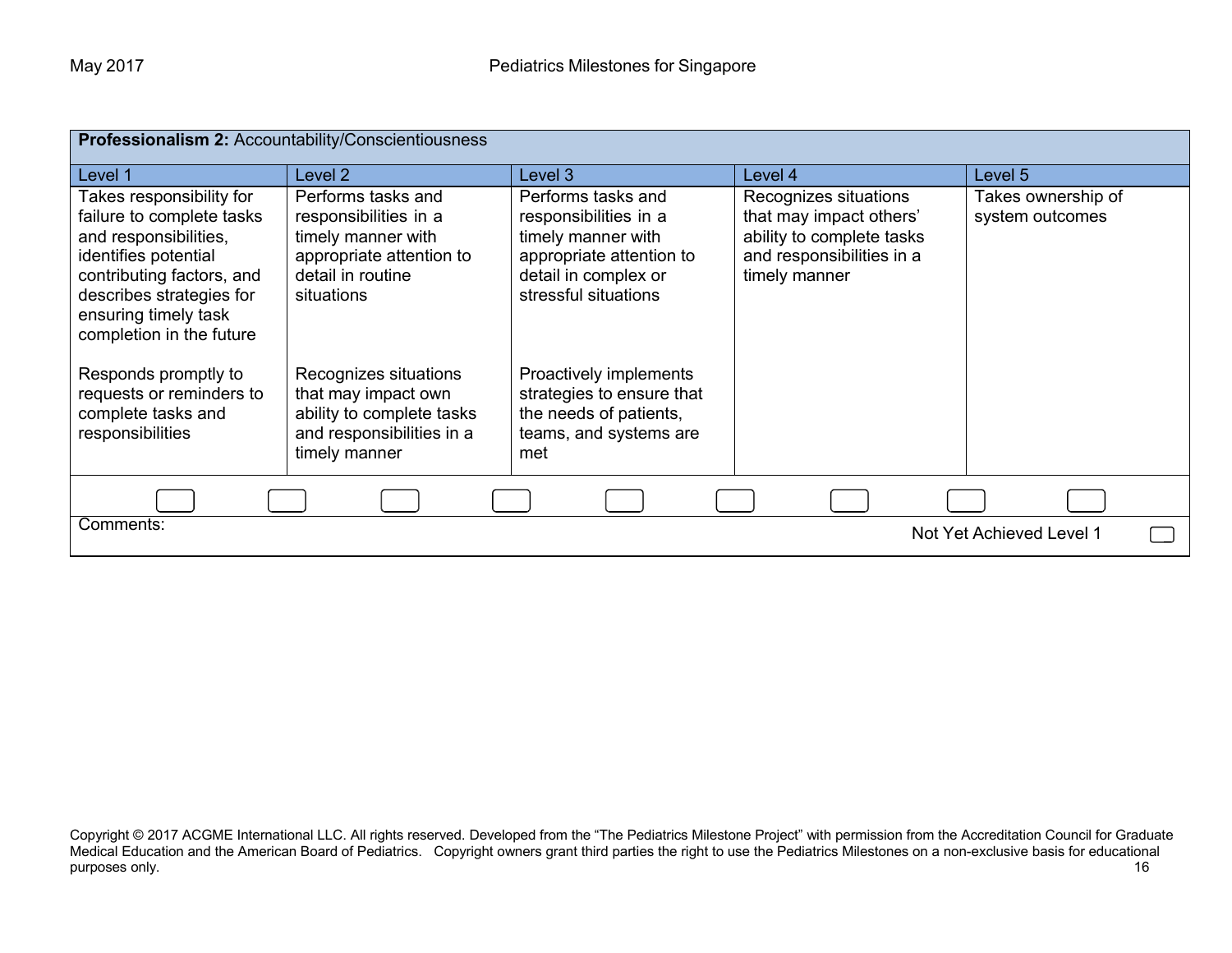| **Professionalism 2:** Accountability/Conscientiousness | | | | |
|---|---|---|---|---|
| Level 1 | Level 2 | Level 3 | Level 4 | Level 5 |
| Takes responsibility for failure to complete tasks and responsibilities, identifies potential contributing factors, and describes strategies for ensuring timely task completion in the future<br><br>Responds promptly to requests or reminders to complete tasks and responsibilities | Performs tasks and responsibilities in a timely manner with appropriate attention to detail in routine situations<br><br>Recognizes situations that may impact own ability to complete tasks and responsibilities in a timely manner | Performs tasks and responsibilities in a timely manner with appropriate attention to detail in complex or stressful situations<br><br>Proactively implements strategies to ensure that the needs of patients, teams, and systems are met | Recognizes situations that may impact others' ability to complete tasks and responsibilities in a timely manner | Takes ownership of system outcomes |

Comments:

Not Yet Achieved Level 1

Copyright © 2017 ACGME International LLC. All rights reserved. Developed from the "The Pediatrics Milestone Project" with permission from the Accreditation Council for Graduate Medical Education and the American Board of Pediatrics. Copyright owners grant third parties the right to use the Pediatrics Milestones on a non-exclusive basis for educational purposes only.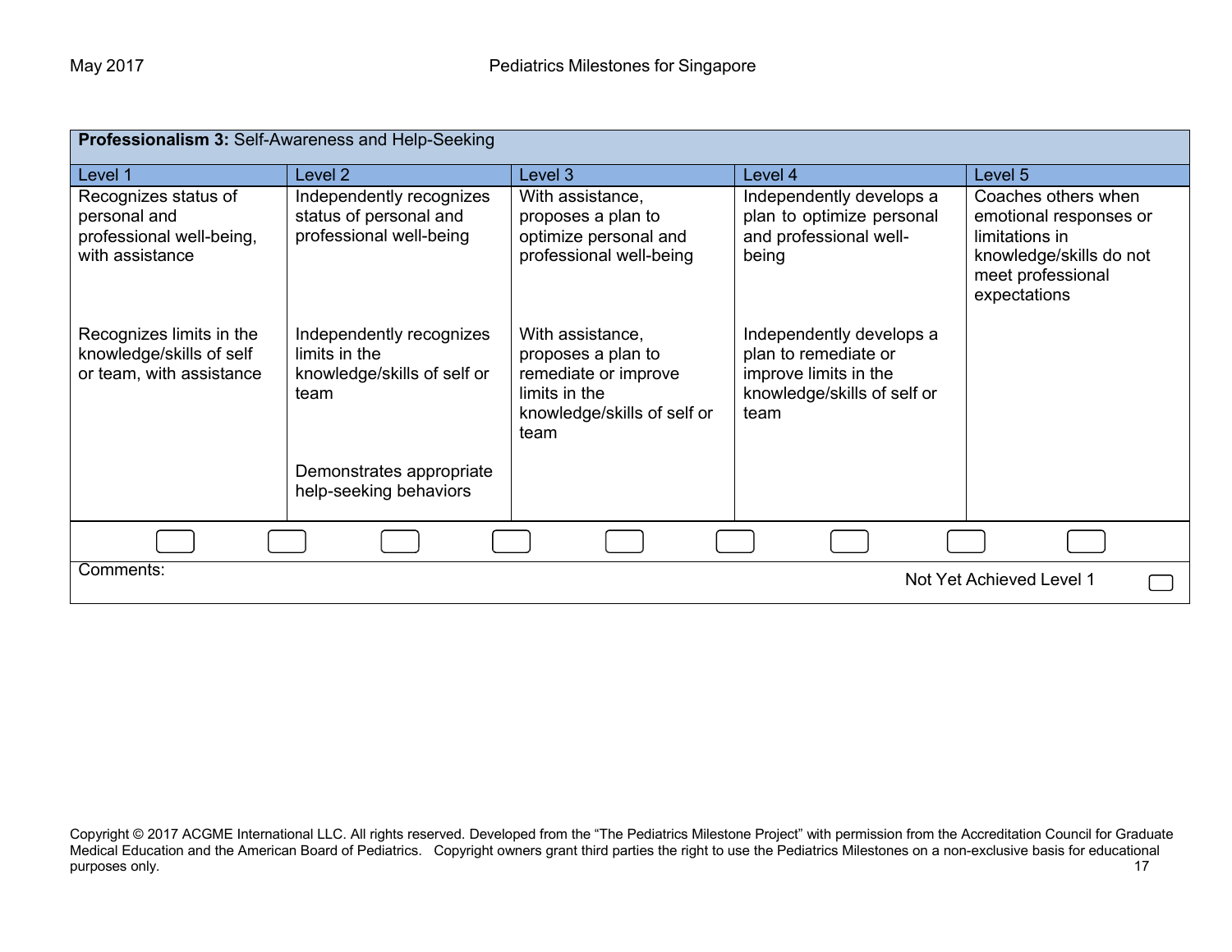| **Professionalism 3:** Self-Awareness and Help-Seeking | | | | |
|---|---|---|---|---|
| Level 1 | Level 2 | Level 3 | Level 4 | Level 5 |
| Recognizes status of personal and professional well-being, with assistance | Independently recognizes status of personal and professional well-being | With assistance, proposes a plan to optimize personal and professional well-being | Independently develops a plan to optimize personal and professional well-being | Coaches others when emotional responses or limitations in knowledge/skills do not meet professional expectations |
| Recognizes limits in the knowledge/skills of self or team, with assistance | Independently recognizes limits in the knowledge/skills of self or team | With assistance, proposes a plan to remediate or improve limits in the knowledge/skills of self or team | Independently develops a plan to remediate or improve limits in the knowledge/skills of self or team | |
| | Demonstrates appropriate help-seeking behaviors | | | |

Comments:

Not Yet Achieved Level 1

Copyright © 2017 ACGME International LLC. All rights reserved. Developed from the "The Pediatrics Milestone Project" with permission from the Accreditation Council for Graduate Medical Education and the American Board of Pediatrics. Copyright owners grant third parties the right to use the Pediatrics Milestones on a non-exclusive basis for educational purposes only.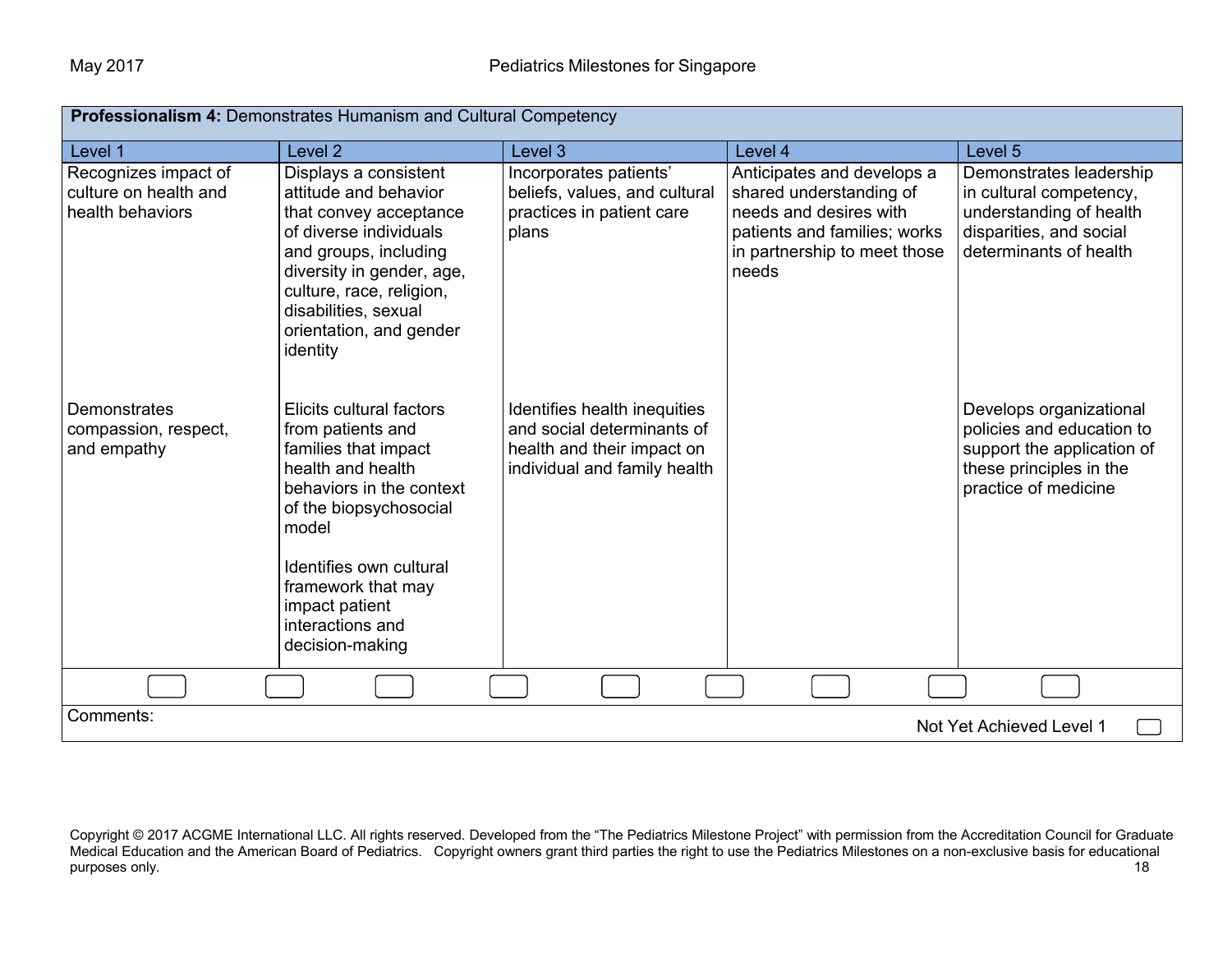**Professionalism 4:** Demonstrates Humanism and Cultural Competency

| Level 1 | Level 2 | Level 3 | Level 4 | Level 5 |
|---|---|---|---|---|
| Recognizes impact of culture on health and health behaviors | Displays a consistent attitude and behavior that convey acceptance of diverse individuals and groups, including diversity in gender, age, culture, race, religion, disabilities, sexual orientation, and gender identity | Incorporates patients' beliefs, values, and cultural practices in patient care plans | Anticipates and develops a shared understanding of needs and desires with patients and families; works in partnership to meet those needs | Demonstrates leadership in cultural competency, understanding of health disparities, and social determinants of health |
| Demonstrates compassion, respect, and empathy | Elicits cultural factors from patients and families that impact health and health behaviors in the context of the biopsychosocial model<br><br>Identifies own cultural framework that may impact patient interactions and decision-making | Identifies health inequities and social determinants of health and their impact on individual and family health | | Develops organizational policies and education to support the application of these principles in the practice of medicine |

Comments:

Not Yet Achieved Level 1

Copyright © 2017 ACGME International LLC. All rights reserved. Developed from the "The Pediatrics Milestone Project" with permission from the Accreditation Council for Graduate Medical Education and the American Board of Pediatrics. Copyright owners grant third parties the right to use the Pediatrics Milestones on a non-exclusive basis for educational purposes only.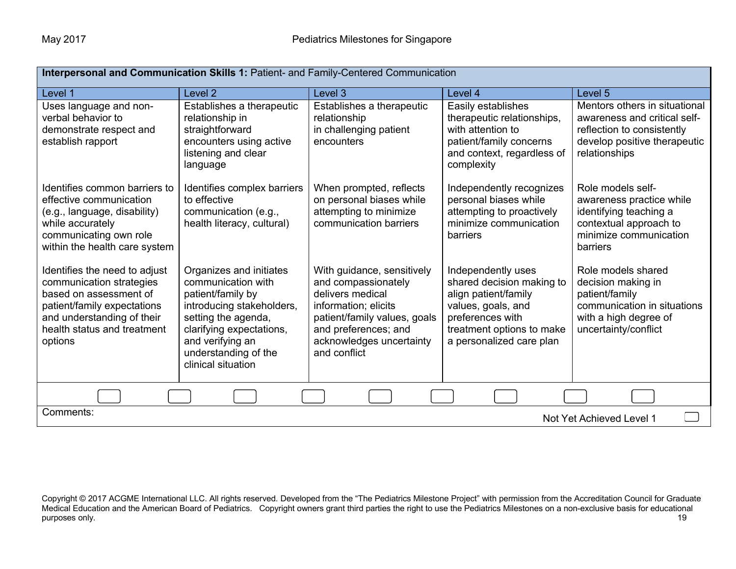**Interpersonal and Communication Skills 1:** Patient- and Family-Centered Communication

| Level 1 | Level 2 | Level 3 | Level 4 | Level 5 |
|---|---|---|---|---|
| Uses language and non-verbal behavior to demonstrate respect and establish rapport | Establishes a therapeutic relationship in straightforward encounters using active listening and clear language | Establishes a therapeutic relationship in challenging patient encounters | Easily establishes therapeutic relationships, with attention to patient/family concerns and context, regardless of complexity | Mentors others in situational awareness and critical self-reflection to consistently develop positive therapeutic relationships |
| Identifies common barriers to effective communication (e.g., language, disability) while accurately communicating own role within the health care system | Identifies complex barriers to effective communication (e.g., health literacy, cultural) | When prompted, reflects on personal biases while attempting to minimize communication barriers | Independently recognizes personal biases while attempting to proactively minimize communication barriers | Role models self-awareness practice while identifying teaching a contextual approach to minimize communication barriers |
| Identifies the need to adjust communication strategies based on assessment of patient/family expectations and understanding of their health status and treatment options | Organizes and initiates communication with patient/family by introducing stakeholders, setting the agenda, clarifying expectations, and verifying an understanding of the clinical situation | With guidance, sensitively and compassionately delivers medical information; elicits patient/family values, goals and preferences; and acknowledges uncertainty and conflict | Independently uses shared decision making to align patient/family values, goals, and preferences with treatment options to make a personalized care plan | Role models shared decision making in patient/family communication in situations with a high degree of uncertainty/conflict |

Comments:

Not Yet Achieved Level 1

Copyright © 2017 ACGME International LLC. All rights reserved. Developed from the "The Pediatrics Milestone Project" with permission from the Accreditation Council for Graduate Medical Education and the American Board of Pediatrics. Copyright owners grant third parties the right to use the Pediatrics Milestones on a non-exclusive basis for educational purposes only.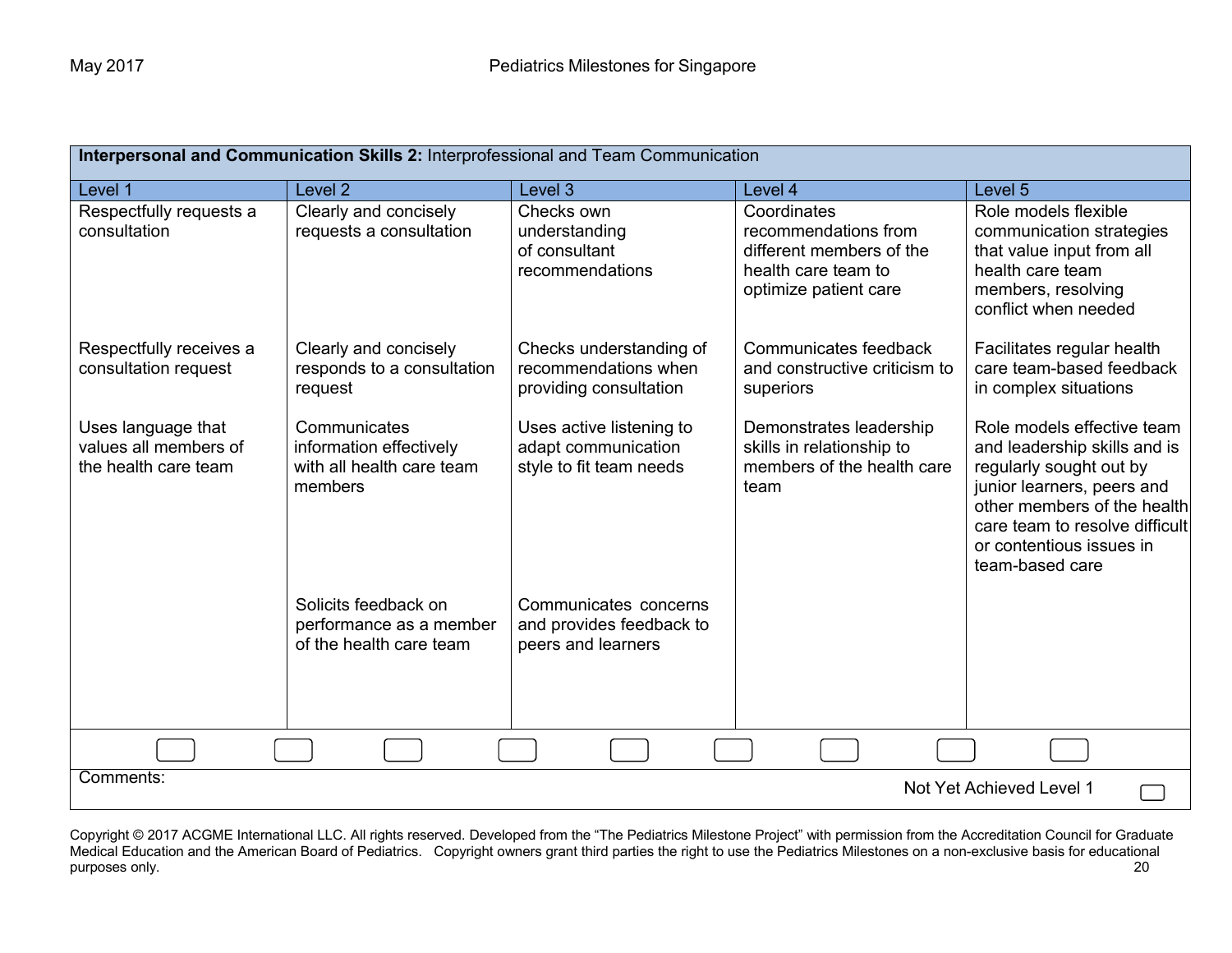**Interpersonal and Communication Skills 2:** Interprofessional and Team Communication

| Level 1 | Level 2 | Level 3 | Level 4 | Level 5 |
|---|---|---|---|---|
| Respectfully requests a consultation | Clearly and concisely requests a consultation | Checks own understanding of consultant recommendations | Coordinates recommendations from different members of the health care team to optimize patient care | Role models flexible communication strategies that value input from all health care team members, resolving conflict when needed |
| Respectfully receives a consultation request | Clearly and concisely responds to a consultation request | Checks understanding of recommendations when providing consultation | Communicates feedback and constructive criticism to superiors | Facilitates regular health care team-based feedback in complex situations |
| Uses language that values all members of the health care team | Communicates information effectively with all health care team members | Uses active listening to adapt communication style to fit team needs | Demonstrates leadership skills in relationship to members of the health care team | Role models effective team and leadership skills and is regularly sought out by junior learners, peers and other members of the health care team to resolve difficult or contentious issues in team-based care |
| | Solicits feedback on performance as a member of the health care team | Communicates concerns and provides feedback to peers and learners | | |

Comments:

Not Yet Achieved Level 1

Copyright © 2017 ACGME International LLC. All rights reserved. Developed from the "The Pediatrics Milestone Project" with permission from the Accreditation Council for Graduate Medical Education and the American Board of Pediatrics. Copyright owners grant third parties the right to use the Pediatrics Milestones on a non-exclusive basis for educational purposes only.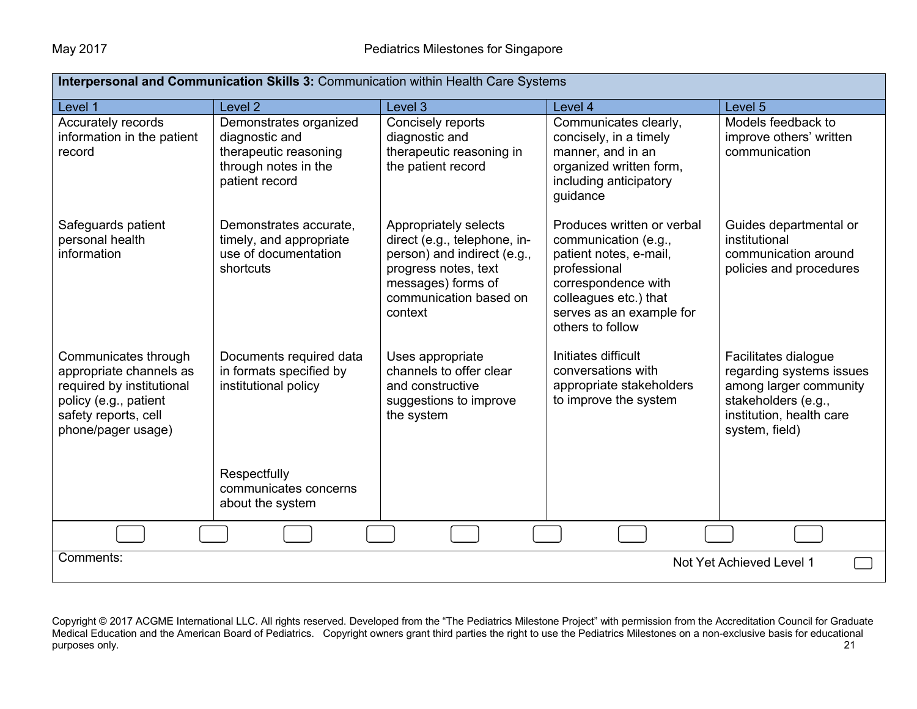| Interpersonal and Communication Skills 3: Communication within Health Care Systems | | | | |
|---|---|---|---|---|
| **Level 1** | **Level 2** | **Level 3** | **Level 4** | **Level 5** |
| Accurately records information in the patient record | Demonstrates organized diagnostic and therapeutic reasoning through notes in the patient record | Concisely reports diagnostic and therapeutic reasoning in the patient record | Communicates clearly, concisely, in a timely manner, and in an organized written form, including anticipatory guidance | Models feedback to improve others' written communication |
| Safeguards patient personal health information | Demonstrates accurate, timely, and appropriate use of documentation shortcuts | Appropriately selects direct (e.g., telephone, in-person) and indirect (e.g., progress notes, text messages) forms of communication based on context | Produces written or verbal communication (e.g., patient notes, e-mail, professional correspondence with colleagues etc.) that serves as an example for others to follow | Guides departmental or institutional communication around policies and procedures |
| Communicates through appropriate channels as required by institutional policy (e.g., patient safety reports, cell phone/pager usage) | Documents required data in formats specified by institutional policy | Uses appropriate channels to offer clear and constructive suggestions to improve the system | Initiates difficult conversations with appropriate stakeholders to improve the system | Facilitates dialogue regarding systems issues among larger community stakeholders (e.g., institution, health care system, field) |
| | Respectfully communicates concerns about the system | | | |

Comments:

Not Yet Achieved Level 1